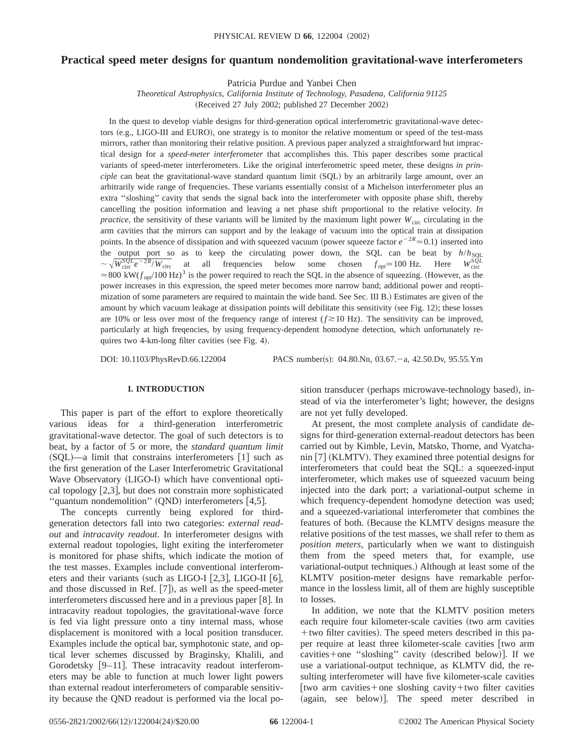# Practical speed meter designs for quantum nondemolition gravitational-wave interferometers

Patricia Purdue and Yanbei Chen

*Theoretical Astrophysics, California Institute of Technology, Pasadena, California 91125*

(Received 27 July 2002; published 27 December 2002)

In the quest to develop viable designs for third-generation optical interferometric gravitational-wave detectors (e.g., LIGO-III and EURO), one strategy is to monitor the relative momentum or speed of the test-mass mirrors, rather than monitoring their relative position. A previous paper analyzed a straightforward but impractical design for a *speed-meter interferometer* that accomplishes this. This paper describes some practical variants of speed-meter interferometers. Like the original interferometric speed meter, these designs *in principle* can beat the gravitational-wave standard quantum limit (SQL) by an arbitrarily large amount, over an arbitrarily wide range of frequencies. These variants essentially consist of a Michelson interferometer plus an extra "sloshing" cavity that sends the signal back into the interferometer with opposite phase shift, thereby cancelling the position information and leaving a net phase shift proportional to the relative velocity. *In practice*, the sensitivity of these variants will be limited by the maximum light power $W_{\rm circ}$ circulating in the arm cavities that the mirrors can support and by the leakage of vacuum into the optical train at dissipation points. In the absence of dissipation and with squeezed vacuum (power squeeze factor $e^{-2R} \simeq 0.1$) inserted into the output port so as to keep the circulating power down, the SQL can be beat by $h/h_{\rm SQL} \sim \sqrt{W_{\rm circ}^{SQL} e^{-2R}/W_{\rm circ}}$ at all frequencies below some chosen $f_{\rm opt} \simeq 100$ Hz. Here $W_{\rm circ}^{SQL} \simeq 800$ kW$(f_{\rm opt}/100\ {\rm Hz})^3$ is the power required to reach the SQL in the absence of squeezing. (However, as the power increases in this expression, the speed meter becomes more narrow band; additional power and reoptimization of some parameters are required to maintain the wide band. See Sec. III B.) Estimates are given of the amount by which vacuum leakage at dissipation points will debilitate this sensitivity (see Fig. 12); these losses are 10% or less over most of the frequency range of interest ($f \gtrsim 10$ Hz). The sensitivity can be improved, particularly at high freqencies, by using frequency-dependent homodyne detection, which unfortunately requires two 4-km-long filter cavities (see Fig. 4).

DOI: 10.1103/PhysRevD.66.122004 PACS number(s): 04.80.Nn, 03.67.−a, 42.50.Dv, 95.55.Ym

## I. INTRODUCTION

This paper is part of the effort to explore theoretically various ideas for a third-generation interferometric gravitational-wave detector. The goal of such detectors is to beat, by a factor of 5 or more, the *standard quantum limit* (SQL)—a limit that constrains interferometers [1] such as the first generation of the Laser Interferometric Gravitational Wave Observatory (LIGO-I) which have conventional optical topology [2,3], but does not constrain more sophisticated "quantum nondemolition" (QND) interferometers [4,5].

The concepts currently being explored for third-generation detectors fall into two categories: *external readout* and *intracavity readout*. In interferometer designs with external readout topologies, light exiting the interferometer is monitored for phase shifts, which indicate the motion of the test masses. Examples include conventional interferometers and their variants (such as LIGO-I [2,3], LIGO-II [6], and those discussed in Ref. [7]), as well as the speed-meter interferometers discussed here and in a previous paper [8]. In intracavity readout topologies, the gravitational-wave force is fed via light pressure onto a tiny internal mass, whose displacement is monitored with a local position transducer. Examples include the optical bar, symphotonic state, and optical lever schemes discussed by Braginsky, Khalili, and Gorodetsky [9–11]. These intracavity readout interferometers may be able to function at much lower light powers than external readout interferometers of comparable sensitivity because the QND readout is performed via the local position transducer (perhaps microwave-technology based), instead of via the interferometer's light; however, the designs are not yet fully developed.

At present, the most complete analysis of candidate designs for third-generation external-readout detectors has been carried out by Kimble, Levin, Matsko, Thorne, and Vyatchanin [7] (KLMTV). They examined three potential designs for interferometers that could beat the SQL: a squeezed-input interferometer, which makes use of squeezed vacuum being injected into the dark port; a variational-output scheme in which frequency-dependent homodyne detection was used; and a squeezed-variational interferometer that combines the features of both. (Because the KLMTV designs measure the relative positions of the test masses, we shall refer to them as *position meters*, particularly when we want to distinguish them from the speed meters that, for example, use variational-output techniques.) Although at least some of the KLMTV position-meter designs have remarkable performance in the lossless limit, all of them are highly susceptible to losses.

In addition, we note that the KLMTV position meters each require four kilometer-scale cavities (two arm cavities + two filter cavities). The speed meters described in this paper require at least three kilometer-scale cavities [two arm cavities + one "sloshing" cavity (described below)]. If we use a variational-output technique, as KLMTV did, the resulting interferometer will have five kilometer-scale cavities [two arm cavities + one sloshing cavity + two filter cavities (again, see below)]. The speed meter described in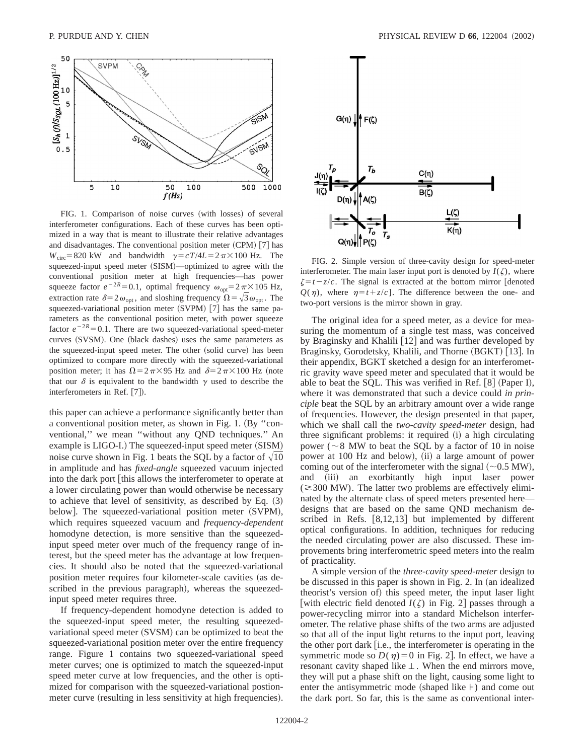FIG. 1. Comparison of noise curves (with losses) of several interferometer configurations. Each of these curves has been optimized in a way that is meant to illustrate their relative advantages and disadvantages. The conventional position meter (CPM) [7] has $W_{\rm circ}=820$ kW and bandwidth $\gamma=cT/4L=2\pi\times100$ Hz. The squeezed-input speed meter (SISM)—optimized to agree with the conventional position meter at high frequencies—has power squeeze factor $e^{-2R}=0.1$, optimal frequency $\omega_{\rm opt}=2\pi\times105$ Hz, extraction rate $\delta=2\omega_{\rm opt}$, and sloshing frequency $\Omega=\sqrt{3}\omega_{\rm opt}$. The squeezed-variational position meter (SVPM) [7] has the same parameters as the conventional position meter, with power squeeze factor $e^{-2R}=0.1$. There are two squeezed-variational speed-meter curves (SVSM). One (black dashes) uses the same parameters as the squeezed-input speed meter. The other (solid curve) has been optimized to compare more directly with the squeezed-variational position meter; it has $\Omega=2\pi\times95$ Hz and $\delta=2\pi\times100$ Hz (note that our $\delta$ is equivalent to the bandwidth $\gamma$ used to describe the interferometers in Ref. [7]).

this paper can achieve a performance significantly better than a conventional position meter, as shown in Fig. 1. (By "conventional," we mean "without any QND techniques." An example is LIGO-I.) The squeezed-input speed meter (SISM) noise curve shown in Fig. 1 beats the SQL by a factor of $\sqrt{10}$ in amplitude and has *fixed-angle* squeezed vacuum injected into the dark port [this allows the interferometer to operate at a lower circulating power than would otherwise be necessary to achieve that level of sensitivity, as described by Eq. (3) below]. The squeezed-variational position meter (SVPM), which requires squeezed vacuum and *frequency-dependent* homodyne detection, is more sensitive than the squeezed-input speed meter over much of the frequency range of interest, but the speed meter has the advantage at low frequencies. It should also be noted that the squeezed-variational position meter requires four kilometer-scale cavities (as described in the previous paragraph), whereas the squeezed-input speed meter requires three.

If frequency-dependent homodyne detection is added to the squeezed-input speed meter, the resulting squeezed-variational speed meter (SVSM) can be optimized to beat the squeezed-variational position meter over the entire frequency range. Figure 1 contains two squeezed-variational speed meter curves; one is optimized to match the squeezed-input speed meter curve at low frequencies, and the other is optimized for comparison with the squeezed-variational postion-meter curve (resulting in less sensitivity at high frequencies).

FIG. 2. Simple version of three-cavity design for speed-meter interferometer. The main laser input port is denoted by $I(\zeta)$, where $\zeta=t-z/c$. The signal is extracted at the bottom mirror [denoted $Q(\eta)$, where $\eta=t+z/c$]. The difference between the one- and two-port versions is the mirror shown in gray.

The original idea for a speed meter, as a device for measuring the momentum of a single test mass, was conceived by Braginsky and Khalili [12] and was further developed by Braginsky, Gorodetsky, Khalili, and Thorne (BGKT) [13]. In their appendix, BGKT sketched a design for an interferometric gravity wave speed meter and speculated that it would be able to beat the SQL. This was verified in Ref. [8] (Paper I), where it was demonstrated that such a device could *in principle* beat the SQL by an arbitrary amount over a wide range of frequencies. However, the design presented in that paper, which we shall call the *two-cavity speed-meter* design, had three significant problems: it required (i) a high circulating power ($\sim$8 MW to beat the SQL by a factor of 10 in noise power at 100 Hz and below), (ii) a large amount of power coming out of the interferometer with the signal ($\sim$0.5 MW), and (iii) an exorbitantly high input laser power ($\gtrsim$300 MW). The latter two problems are effectively eliminated by the alternate class of speed meters presented here—designs that are based on the same QND mechanism described in Refs. [8,12,13] but implemented by different optical configurations. In addition, techniques for reducing the needed circulating power are also discussed. These improvements bring interferometric speed meters into the realm of practicality.

A simple version of the *three-cavity speed-meter* design to be discussed in this paper is shown in Fig. 2. In (an idealized theorist's version of) this speed meter, the input laser light [with electric field denoted $I(\zeta)$ in Fig. 2] passes through a power-recycling mirror into a standard Michelson interferometer. The relative phase shifts of the two arms are adjusted so that all of the input light returns to the input port, leaving the other port dark [i.e., the interferometer is operating in the symmetric mode so $D(\eta)=0$ in Fig. 2]. In effect, we have a resonant cavity shaped like ⊥. When the end mirrors move, they will put a phase shift on the light, causing some light to enter the antisymmetric mode (shaped like ⊢) and come out the dark port. So far, this is the same as conventional inter-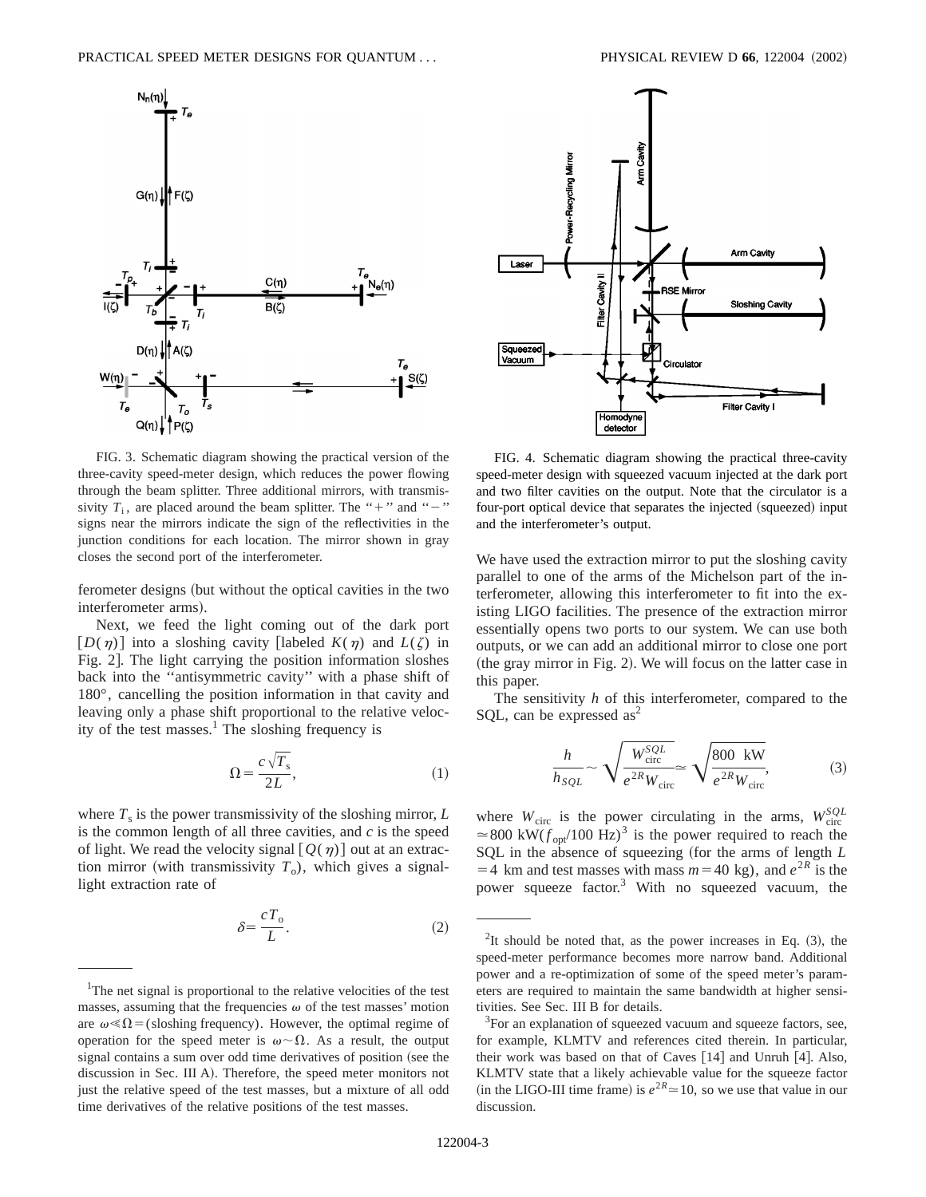FIG. 3. Schematic diagram showing the practical version of the three-cavity speed-meter design, which reduces the power flowing through the beam splitter. Three additional mirrors, with transmissivity $T_i$, are placed around the beam splitter. The "+" and "−" signs near the mirrors indicate the sign of the reflectivities in the junction conditions for each location. The mirror shown in gray closes the second port of the interferometer.

FIG. 4. Schematic diagram showing the practical three-cavity speed-meter design with squeezed vacuum injected at the dark port and two filter cavities on the output. Note that the circulator is a four-port optical device that separates the injected (squeezed) input and the interferometer's output.

ferometer designs (but without the optical cavities in the two interferometer arms).

Next, we feed the light coming out of the dark port $[D(\eta)]$ into a sloshing cavity [labeled $K(\eta)$ and $L(\zeta)$ in Fig. 2]. The light carrying the position information sloshes back into the "antisymmetric cavity" with a phase shift of 180°, cancelling the position information in that cavity and leaving only a phase shift proportional to the relative velocity of the test masses.[1] The sloshing frequency is

$$\Omega = \frac{c\sqrt{T_{\rm s}}}{2L}, \tag{1}$$

where $T_{\rm s}$ is the power transmissivity of the sloshing mirror, $L$ is the common length of all three cavities, and $c$ is the speed of light. We read the velocity signal $[Q(\eta)]$ out at an extraction mirror (with transmissivity $T_{\rm o}$), which gives a signal-light extraction rate of

$$\delta = \frac{cT_{\rm o}}{L}. \tag{2}$$

We have used the extraction mirror to put the sloshing cavity parallel to one of the arms of the Michelson part of the interferometer, allowing this interferometer to fit into the existing LIGO facilities. The presence of the extraction mirror essentially opens two ports to our system. We can use both outputs, or we can add an additional mirror to close one port (the gray mirror in Fig. 2). We will focus on the latter case in this paper.

The sensitivity $h$ of this interferometer, compared to the SQL, can be expressed as[2]

$$\frac{h}{h_{SQL}} \sim \sqrt{\frac{W_{\rm circ}^{SQL}}{e^{2R}W_{\rm circ}}} \simeq \sqrt{\frac{800\ \text{kW}}{e^{2R}W_{\rm circ}}}, \tag{3}$$

where $W_{\rm circ}$ is the power circulating in the arms, $W_{\rm circ}^{SQL} \simeq 800\ \text{kW}(f_{\rm opt}/100\ \text{Hz})$[3] is the power required to reach the SQL in the absence of squeezing (for the arms of length $L = 4$ km and test masses with mass $m = 40$ kg), and $e^{2R}$ is the power squeeze factor.[3] With no squeezed vacuum, the

---

[1]The net signal is proportional to the relative velocities of the test masses, assuming that the frequencies $\omega$ of the test masses' motion are $\omega \ll \Omega =$ (sloshing frequency). However, the optimal regime of operation for the speed meter is $\omega \sim \Omega$. As a result, the output signal contains a sum over odd time derivatives of position (see the discussion in Sec. III A). Therefore, the speed meter monitors not just the relative speed of the test masses, but a mixture of all odd time derivatives of the relative positions of the test masses.

[2]It should be noted that, as the power increases in Eq. (3), the speed-meter performance becomes more narrow band. Additional power and a re-optimization of some of the speed meter's parameters are required to maintain the same bandwidth at higher sensitivities. See Sec. III B for details.

[3]For an explanation of squeezed vacuum and squeeze factors, see, for example, KLMTV and references cited therein. In particular, their work was based on that of Caves [14] and Unruh [4]. Also, KLMTV state that a likely achievable value for the squeeze factor (in the LIGO-III time frame) is $e^{2R} \simeq 10$, so we use that value in our discussion.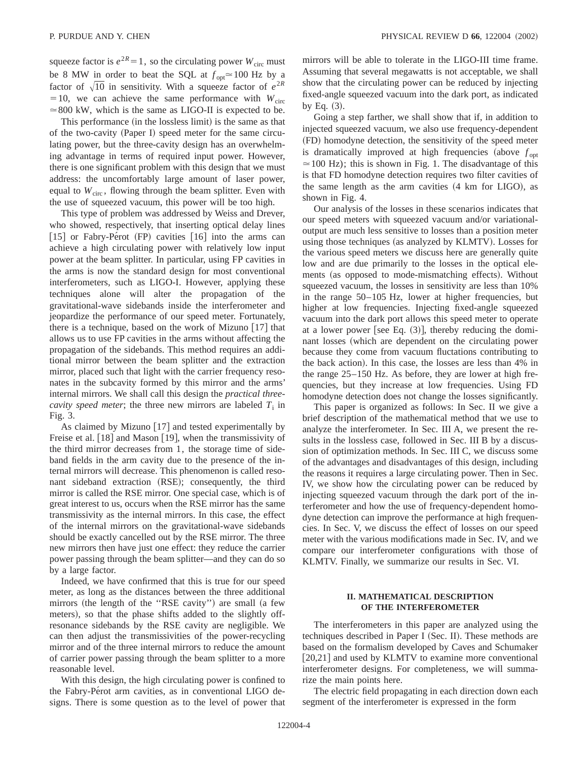squeeze factor is $e^{2R}=1$, so the circulating power $W_{\rm circ}$ must be 8 MW in order to beat the SQL at $f_{\rm opt}\simeq 100$ Hz by a factor of $\sqrt{10}$ in sensitivity. With a squeeze factor of $e^{2R}=10$, we can achieve the same performance with $W_{\rm circ}\simeq 800$ kW, which is the same as LIGO-II is expected to be.

This performance (in the lossless limit) is the same as that of the two-cavity (Paper I) speed meter for the same circulating power, but the three-cavity design has an overwhelming advantage in terms of required input power. However, there is one significant problem with this design that we must address: the uncomfortably large amount of laser power, equal to $W_{\rm circ}$, flowing through the beam splitter. Even with the use of squeezed vacuum, this power will be too high.

This type of problem was addressed by Weiss and Drever, who showed, respectively, that inserting optical delay lines [15] or Fabry-Pérot (FP) cavities [16] into the arms can achieve a high circulating power with relatively low input power at the beam splitter. In particular, using FP cavities in the arms is now the standard design for most conventional interferometers, such as LIGO-I. However, applying these techniques alone will alter the propagation of the gravitational-wave sidebands inside the interferometer and jeopardize the performance of our speed meter. Fortunately, there is a technique, based on the work of Mizuno [17] that allows us to use FP cavities in the arms without affecting the propagation of the sidebands. This method requires an additional mirror between the beam splitter and the extraction mirror, placed such that light with the carrier frequency resonates in the subcavity formed by this mirror and the arms' internal mirrors. We shall call this design the *practical three-cavity speed meter*; the three new mirrors are labeled $T_{\rm i}$ in Fig. 3.

As claimed by Mizuno [17] and tested experimentally by Freise et al. [18] and Mason [19], when the transmissivity of the third mirror decreases from 1, the storage time of sideband fields in the arm cavity due to the presence of the internal mirrors will decrease. This phenomenon is called resonant sideband extraction (RSE); consequently, the third mirror is called the RSE mirror. One special case, which is of great interest to us, occurs when the RSE mirror has the same transmissivity as the internal mirrors. In this case, the effect of the internal mirrors on the gravitational-wave sidebands should be exactly cancelled out by the RSE mirror. The three new mirrors then have just one effect: they reduce the carrier power passing through the beam splitter—and they can do so by a large factor.

Indeed, we have confirmed that this is true for our speed meter, as long as the distances between the three additional mirrors (the length of the "RSE cavity") are small (a few meters), so that the phase shifts added to the slightly off-resonance sidebands by the RSE cavity are negligible. We can then adjust the transmissivities of the power-recycling mirror and of the three internal mirrors to reduce the amount of carrier power passing through the beam splitter to a more reasonable level.

With this design, the high circulating power is confined to the Fabry-Pérot arm cavities, as in conventional LIGO designs. There is some question as to the level of power that mirrors will be able to tolerate in the LIGO-III time frame. Assuming that several megawatts is not acceptable, we shall show that the circulating power can be reduced by injecting fixed-angle squeezed vacuum into the dark port, as indicated by Eq. (3).

Going a step farther, we shall show that if, in addition to injected squeezed vacuum, we also use frequency-dependent (FD) homodyne detection, the sensitivity of the speed meter is dramatically improved at high frequencies (above $f_{\rm opt}\simeq 100$ Hz); this is shown in Fig. 1. The disadvantage of this is that FD homodyne detection requires two filter cavities of the same length as the arm cavities (4 km for LIGO), as shown in Fig. 4.

Our analysis of the losses in these scenarios indicates that our speed meters with squeezed vacuum and/or variational-output are much less sensitive to losses than a position meter using those techniques (as analyzed by KLMTV). Losses for the various speed meters we discuss here are generally quite low and are due primarily to the losses in the optical elements (as opposed to mode-mismatching effects). Without squeezed vacuum, the losses in sensitivity are less than 10% in the range 50–105 Hz, lower at higher frequencies, but higher at low frequencies. Injecting fixed-angle squeezed vacuum into the dark port allows this speed meter to operate at a lower power [see Eq. (3)], thereby reducing the dominant losses (which are dependent on the circulating power because they come from vacuum fluctations contributing to the back action). In this case, the losses are less than 4% in the range 25–150 Hz. As before, they are lower at high frequencies, but they increase at low frequencies. Using FD homodyne detection does not change the losses significantly.

This paper is organized as follows: In Sec. II we give a brief description of the mathematical method that we use to analyze the interferometer. In Sec. III A, we present the results in the lossless case, followed in Sec. III B by a discussion of optimization methods. In Sec. III C, we discuss some of the advantages and disadvantages of this design, including the reasons it requires a large circulating power. Then in Sec. IV, we show how the circulating power can be reduced by injecting squeezed vacuum through the dark port of the interferometer and how the use of frequency-dependent homodyne detection can improve the performance at high frequencies. In Sec. V, we discuss the effect of losses on our speed meter with the various modifications made in Sec. IV, and we compare our interferometer configurations with those of KLMTV. Finally, we summarize our results in Sec. VI.

## II. MATHEMATICAL DESCRIPTION OF THE INTERFEROMETER

The interferometers in this paper are analyzed using the techniques described in Paper I (Sec. II). These methods are based on the formalism developed by Caves and Schumaker [20,21] and used by KLMTV to examine more conventional interferometer designs. For completeness, we will summarize the main points here.

The electric field propagating in each direction down each segment of the interferometer is expressed in the form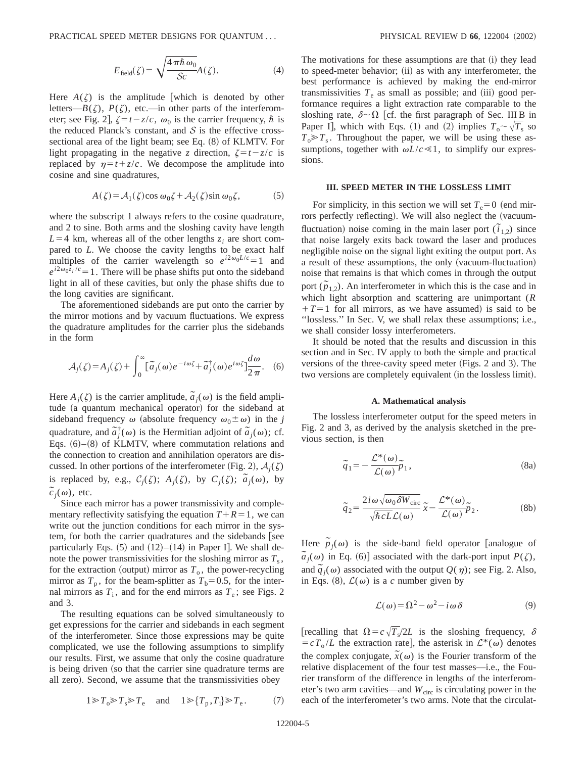$$E_{\text{field}}(\zeta) = \sqrt{\frac{4\pi\hbar\omega_0}{\mathcal{S}c}} A(\zeta). \tag{4}$$

Here $A(\zeta)$ is the amplitude [which is denoted by other letters—$B(\zeta)$, $P(\zeta)$, etc.—in other parts of the interferometer; see Fig. 2], $\zeta = t - z/c$, $\omega_0$ is the carrier frequency, $\hbar$ is the reduced Planck's constant, and $\mathcal{S}$ is the effective cross-sectional area of the light beam; see Eq. (8) of KLMTV. For light propagating in the negative $z$ direction, $\zeta = t - z/c$ is replaced by $\eta = t + z/c$. We decompose the amplitude into cosine and sine quadratures,

$$A(\zeta) = \mathcal{A}_1(\zeta)\cos\omega_0\zeta + \mathcal{A}_2(\zeta)\sin\omega_0\zeta, \tag{5}$$

where the subscript 1 always refers to the cosine quadrature, and 2 to sine. Both arms and the sloshing cavity have length $L = 4$ km, whereas all of the other lengths $z_i$ are short compared to $L$. We choose the cavity lengths to be exact half multiples of the carrier wavelength so $e^{i2\omega_0 L/c} = 1$ and $e^{i2\omega_0 z_i/c} = 1$. There will be phase shifts put onto the sideband light in all of these cavities, but only the phase shifts due to the long cavities are significant.

The aforementioned sidebands are put onto the carrier by the mirror motions and by vacuum fluctuations. We express the quadrature amplitudes for the carrier plus the sidebands in the form

$$\mathcal{A}_j(\zeta) = A_j(\zeta) + \int_0^\infty [\tilde{a}_j(\omega)e^{-i\omega\zeta} + \tilde{a}_j^\dagger(\omega)e^{i\omega\zeta}]\frac{d\omega}{2\pi}. \tag{6}$$

Here $A_j(\zeta)$ is the carrier amplitude, $\tilde{a}_j(\omega)$ is the field amplitude (a quantum mechanical operator) for the sideband at sideband frequency $\omega$ (absolute frequency $\omega_0 \pm \omega$) in the $j$ quadrature, and $\tilde{a}_j^\dagger(\omega)$ is the Hermitian adjoint of $\tilde{a}_j(\omega)$; cf. Eqs. (6)–(8) of KLMTV, where commutation relations and the connection to creation and annihilation operators are discussed. In other portions of the interferometer (Fig. 2), $\mathcal{A}_j(\zeta)$ is replaced by, e.g., $\mathcal{C}_j(\zeta)$; $A_j(\zeta)$, by $C_j(\zeta)$; $\tilde{a}_j(\omega)$, by $\tilde{c}_j(\omega)$, etc.

Since each mirror has a power transmissivity and complementary reflectivity satisfying the equation $T + R = 1$, we can write out the junction conditions for each mirror in the system, for both the carrier quadratures and the sidebands [see particularly Eqs. (5) and (12)–(14) in Paper I]. We shall denote the power transmissivities for the sloshing mirror as $T_s$, for the extraction (output) mirror as $T_o$, the power-recycling mirror as $T_p$, for the beam-splitter as $T_b = 0.5$, for the internal mirrors as $T_i$, and for the end mirrors as $T_e$; see Figs. 2 and 3.

The resulting equations can be solved simultaneously to get expressions for the carrier and sidebands in each segment of the interferometer. Since those expressions may be quite complicated, we use the following assumptions to simplify our results. First, we assume that only the cosine quadrature is being driven (so that the carrier sine quadrature terms are all zero). Second, we assume that the transmissivities obey

$$1 \gg T_o \gg T_s \gg T_e \quad \text{and} \quad 1 \gg \{T_p, T_i\} \gg T_e. \tag{7}$$

The motivations for these assumptions are that (i) they lead to speed-meter behavior; (ii) as with any interferometer, the best performance is achieved by making the end-mirror transmissivities $T_e$ as small as possible; and (iii) good performance requires a light extraction rate comparable to the sloshing rate, $\delta \sim \Omega$ [cf. the first paragraph of Sec. III B in Paper I], which with Eqs. (1) and (2) implies $T_o \sim \sqrt{T_s}$ so $T_o \gg T_s$. Throughout the paper, we will be using these assumptions, together with $\omega L/c \ll 1$, to simplify our expressions.

## III. SPEED METER IN THE LOSSLESS LIMIT

For simplicity, in this section we will set $T_e = 0$ (end mirrors perfectly reflecting). We will also neglect the (vacuum-fluctuation) noise coming in the main laser port ($\tilde{i}_{1,2}$) since that noise largely exits back toward the laser and produces negligible noise on the signal light exiting the output port. As a result of these assumptions, the only (vacuum-fluctuation) noise that remains is that which comes in through the output port ($\tilde{p}_{1,2}$). An interferometer in which this is the case and in which light absorption and scattering are unimportant ($R + T = 1$ for all mirrors, as we have assumed) is said to be "lossless." In Sec. V, we shall relax these assumptions; i.e., we shall consider lossy interferometers.

It should be noted that the results and discussion in this section and in Sec. IV apply to both the simple and practical versions of the three-cavity speed meter (Figs. 2 and 3). The two versions are completely equivalent (in the lossless limit).

### A. Mathematical analysis

The lossless interferometer output for the speed meters in Fig. 2 and 3, as derived by the analysis sketched in the previous section, is then

$$\tilde{q}_1 = -\frac{\mathcal{L}^*(\omega)}{\mathcal{L}(\omega)}\tilde{p}_1, \tag{8a}$$

$$\tilde{q}_2 = \frac{2i\omega\sqrt{\omega_0 \delta W_{\text{circ}}}}{\sqrt{\hbar c L}\,\mathcal{L}(\omega)}\tilde{x} - \frac{\mathcal{L}^*(\omega)}{\mathcal{L}(\omega)}\tilde{p}_2. \tag{8b}$$

Here $\tilde{p}_j(\omega)$ is the side-band field operator [analogue of $\tilde{a}_j(\omega)$ in Eq. (6)] associated with the dark-port input $P(\zeta)$, and $\tilde{q}_j(\omega)$ associated with the output $Q(\eta)$; see Fig. 2. Also, in Eqs. (8), $\mathcal{L}(\omega)$ is a $c$ number given by

$$\mathcal{L}(\omega) = \Omega^2 - \omega^2 - i\omega\delta \tag{9}$$

[recalling that $\Omega = c\sqrt{T_s}/2L$ is the sloshing frequency, $\delta = cT_o/L$ the extraction rate], the asterisk in $\mathcal{L}^*(\omega)$ denotes the complex conjugate, $\tilde{x}(\omega)$ is the Fourier transform of the relative displacement of the four test masses—i.e., the Fourier transform of the difference in lengths of the interferometer's two arm cavities—and $W_{\text{circ}}$ is circulating power in the each of the interferometer's two arms. Note that the circulat-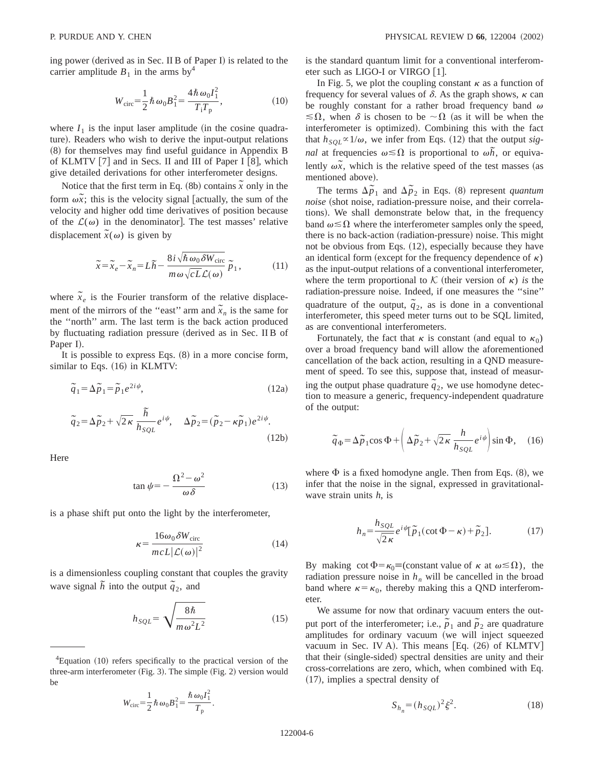ing power (derived as in Sec. II B of Paper I) is related to the carrier amplitude $B_1$ in the arms by[4]

$$W_{\rm circ}=\frac{1}{2}\hbar\omega_0 B_1^2=\frac{4\hbar\omega_0 I_1^2}{T_{\rm i}T_{\rm p}}, \tag{10}$$

where $I_1$ is the input laser amplitude (in the cosine quadrature). Readers who wish to derive the input-output relations (8) for themselves may find useful guidance in Appendix B of KLMTV [7] and in Secs. II and III of Paper I [8], which give detailed derivations for other interferometer designs.

Notice that the first term in Eq. (8b) contains $\tilde{x}$ only in the form $\omega\tilde{x}$; this is the velocity signal [actually, the sum of the velocity and higher odd time derivatives of position because of the $\mathcal{L}(\omega)$ in the denominator]. The test masses' relative displacement $\tilde{x}(\omega)$ is given by

$$\tilde{x}=\tilde{x}_e-\tilde{x}_n=L\tilde{h}-\frac{8i\sqrt{\hbar\omega_0\delta W_{\rm circ}}}{m\omega\sqrt{cL}\mathcal{L}(\omega)}\tilde{p}_1, \tag{11}$$

where $\tilde{x}_e$ is the Fourier transform of the relative displacement of the mirrors of the "east" arm and $\tilde{x}_n$ is the same for the "north" arm. The last term is the back action produced by fluctuating radiation pressure (derived as in Sec. II B of Paper I).

It is possible to express Eqs. (8) in a more concise form, similar to Eqs. (16) in KLMTV:

$$\tilde{q}_1=\Delta\tilde{p}_1=\tilde{p}_1 e^{2i\psi}, \tag{12a}$$

$$\tilde{q}_2=\Delta\tilde{p}_2+\sqrt{2\kappa}\,\frac{\tilde{h}}{h_{SQL}}e^{i\psi}, \quad \Delta\tilde{p}_2=(\tilde{p}_2-\kappa\tilde{p}_1)e^{2i\psi}. \tag{12b}$$

Here

$$\tan\psi=-\frac{\Omega^2-\omega^2}{\omega\delta} \tag{13}$$

is a phase shift put onto the light by the interferometer,

$$\kappa=\frac{16\omega_0\delta W_{\rm circ}}{mcL|\mathcal{L}(\omega)|^2} \tag{14}$$

is a dimensionless coupling constant that couples the gravity wave signal $\tilde{h}$ into the output $\tilde{q}_2$, and

$$h_{SQL}=\sqrt{\frac{8\hbar}{m\omega^2L^2}} \tag{15}$$

is the standard quantum limit for a conventional interferometer such as LIGO-I or VIRGO [1].

In Fig. 5, we plot the coupling constant $\kappa$ as a function of frequency for several values of $\delta$. As the graph shows, $\kappa$ can be roughly constant for a rather broad frequency band $\omega \lesssim \Omega$, when $\delta$ is chosen to be $\sim\Omega$ (as it will be when the interferometer is optimized). Combining this with the fact that $h_{SQL}\propto 1/\omega$, we infer from Eqs. (12) that the output *signal* at frequencies $\omega\lesssim\Omega$ is proportional to $\omega\tilde{h}$, or equivalently $\omega\tilde{x}$, which is the relative speed of the test masses (as mentioned above).

The terms $\Delta\tilde{p}_1$ and $\Delta\tilde{p}_2$ in Eqs. (8) represent *quantum noise* (shot noise, radiation-pressure noise, and their correlations). We shall demonstrate below that, in the frequency band $\omega\lesssim\Omega$ where the interferometer samples only the speed, there is no back-action (radiation-pressure) noise. This might not be obvious from Eqs. (12), especially because they have an identical form (except for the frequency dependence of $\kappa$) as the input-output relations of a conventional interferometer, where the term proportional to $\mathcal{K}$ (their version of $\kappa$) *is* the radiation-pressure noise. Indeed, if one measures the "sine" quadrature of the output, $\tilde{q}_2$, as is done in a conventional interferometer, this speed meter turns out to be SQL limited, as are conventional interferometers.

Fortunately, the fact that $\kappa$ is constant (and equal to $\kappa_0$) over a broad frequency band will allow the aforementioned cancellation of the back action, resulting in a QND measurement of speed. To see this, suppose that, instead of measuring the output phase quadrature $\tilde{q}_2$, we use homodyne detection to measure a generic, frequency-independent quadrature of the output:

$$\tilde{q}_\Phi=\Delta\tilde{p}_1\cos\Phi+\left(\Delta\tilde{p}_2+\sqrt{2\kappa}\,\frac{h}{h_{SQL}}e^{i\psi}\right)\sin\Phi, \tag{16}$$

where $\Phi$ is a fixed homodyne angle. Then from Eqs. (8), we infer that the noise in the signal, expressed in gravitational-wave strain units $h$, is

$$h_n=\frac{h_{SQL}}{\sqrt{2\kappa}}e^{i\psi}[\tilde{p}_1(\cot\Phi-\kappa)+\tilde{p}_2]. \tag{17}$$

By making $\cot\Phi=\kappa_0\equiv$(constant value of $\kappa$ at $\omega\lesssim\Omega$), the radiation pressure noise in $h_n$ will be cancelled in the broad band where $\kappa=\kappa_0$, thereby making this a QND interferometer.

We assume for now that ordinary vacuum enters the output port of the interferometer; i.e., $\tilde{p}_1$ and $\tilde{p}_2$ are quadrature amplitudes for ordinary vacuum (we will inject squeezed vacuum in Sec. IV A). This means [Eq. (26) of KLMTV] that their (single-sided) spectral densities are unity and their cross-correlations are zero, which, when combined with Eq. (17), implies a spectral density of

$$S_{h_n}=(h_{SQL})^2\xi^2. \tag{18}$$

---

[4]Equation (10) refers specifically to the practical version of the three-arm interferometer (Fig. 3). The simple (Fig. 2) version would be

$$W_{\rm circ}=\frac{1}{2}\hbar\omega_0 B_1^2=\frac{\hbar\omega_0 I_1^2}{T_{\rm p}}.$$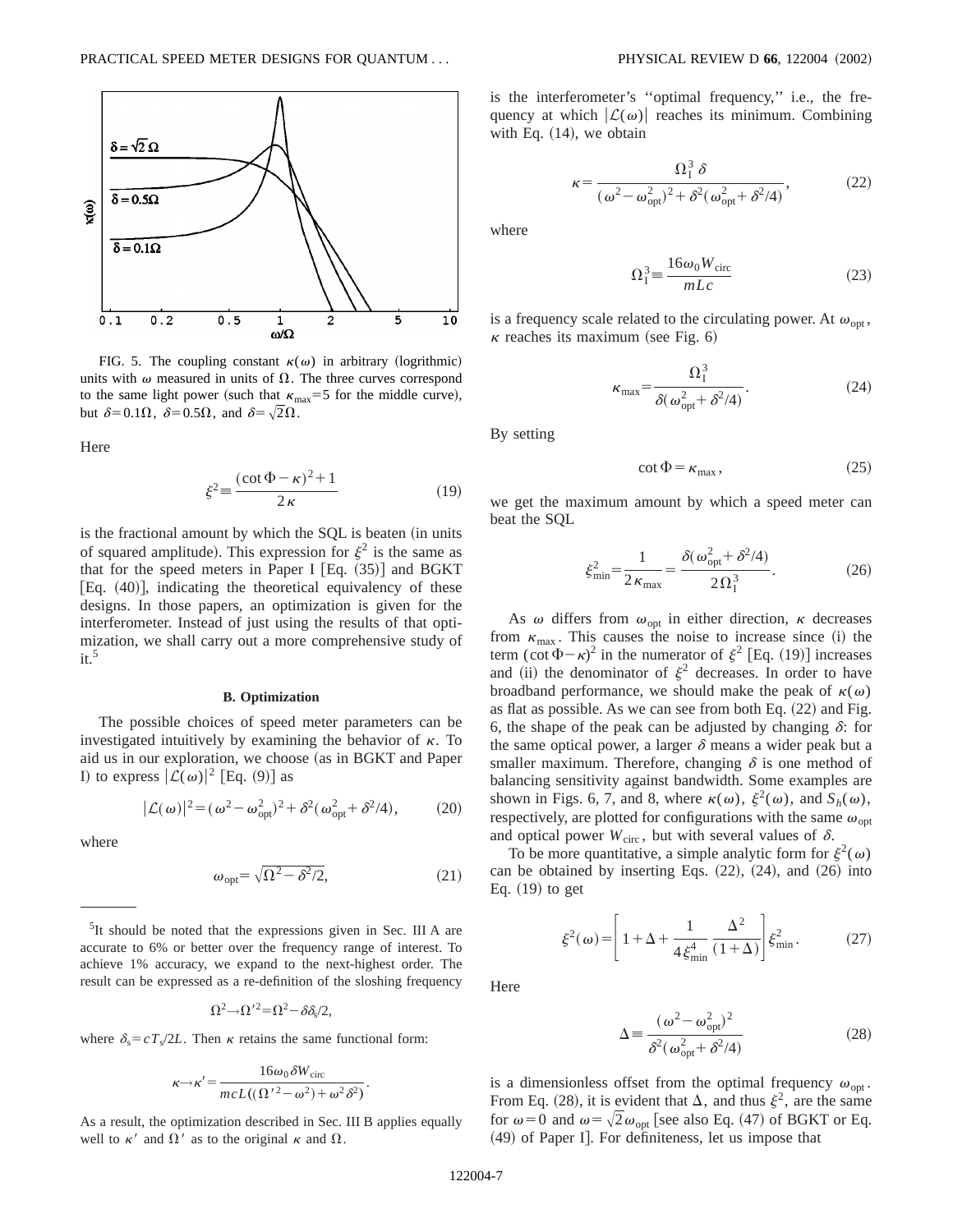FIG. 5. The coupling constant $\kappa(\omega)$ in arbitrary (logrithmic) units with $\omega$ measured in units of $\Omega$. The three curves correspond to the same light power (such that $\kappa_{\max}=5$ for the middle curve), but $\delta=0.1\Omega$, $\delta=0.5\Omega$, and $\delta=\sqrt{2}\Omega$.

Here

$$\xi^2 \equiv \frac{(\cot\Phi-\kappa)^2+1}{2\kappa} \tag{19}$$

is the fractional amount by which the SQL is beaten (in units of squared amplitude). This expression for $\xi^2$ is the same as that for the speed meters in Paper I [Eq. (35)] and BGKT [Eq. (40)], indicating the theoretical equivalency of these designs. In those papers, an optimization is given for the interferometer. Instead of just using the results of that optimization, we shall carry out a more comprehensive study of it.[5]

### B. Optimization

The possible choices of speed meter parameters can be investigated intuitively by examining the behavior of $\kappa$. To aid us in our exploration, we choose (as in BGKT and Paper I) to express $|\mathcal{L}(\omega)|^2$ [Eq. (9)] as

$$|\mathcal{L}(\omega)|^2=(\omega^2-\omega_{\rm opt}^2)^2+\delta^2(\omega_{\rm opt}^2+\delta^2/4), \tag{20}$$

where

$$\omega_{\rm opt}=\sqrt{\Omega^2-\delta^2/2}, \tag{21}$$

is the interferometer's "optimal frequency," i.e., the frequency at which $|\mathcal{L}(\omega)|$ reaches its minimum. Combining with Eq. (14), we obtain

$$\kappa=\frac{\Omega_{\rm I}^3\,\delta}{(\omega^2-\omega_{\rm opt}^2)^2+\delta^2(\omega_{\rm opt}^2+\delta^2/4)}, \tag{22}$$

where

$$\Omega_{\rm I}^3\equiv\frac{16\omega_0 W_{\rm circ}}{mLc} \tag{23}$$

is a frequency scale related to the circulating power. At $\omega_{\rm opt}$, $\kappa$ reaches its maximum (see Fig. 6)

$$\kappa_{\max}=\frac{\Omega_{\rm I}^3}{\delta(\omega_{\rm opt}^2+\delta^2/4)}. \tag{24}$$

By setting

$$\cot\Phi=\kappa_{\max}, \tag{25}$$

we get the maximum amount by which a speed meter can beat the SQL

$$\xi_{\min}^2=\frac{1}{2\kappa_{\max}}=\frac{\delta(\omega_{\rm opt}^2+\delta^2/4)}{2\Omega_{\rm I}^3}. \tag{26}$$

As $\omega$ differs from $\omega_{\rm opt}$ in either direction, $\kappa$ decreases from $\kappa_{\max}$. This causes the noise to increase since (i) the term $(\cot\Phi-\kappa)^2$ in the numerator of $\xi^2$ [Eq. (19)] increases and (ii) the denominator of $\xi^2$ decreases. In order to have broadband performance, we should make the peak of $\kappa(\omega)$ as flat as possible. As we can see from both Eq. (22) and Fig. 6, the shape of the peak can be adjusted by changing $\delta$: for the same optical power, a larger $\delta$ means a wider peak but a smaller maximum. Therefore, changing $\delta$ is one method of balancing sensitivity against bandwidth. Some examples are shown in Figs. 6, 7, and 8, where $\kappa(\omega)$, $\xi^2(\omega)$, and $S_h(\omega)$, respectively, are plotted for configurations with the same $\omega_{\rm opt}$ and optical power $W_{\rm circ}$, but with several values of $\delta$.

To be more quantitative, a simple analytic form for $\xi^2(\omega)$ can be obtained by inserting Eqs. (22), (24), and (26) into Eq. (19) to get

$$\xi^2(\omega)=\left[1+\Delta+\frac{1}{4\xi_{\min}^4}\frac{\Delta^2}{(1+\Delta)}\right]\xi_{\min}^2. \tag{27}$$

Here

$$\Delta\equiv\frac{(\omega^2-\omega_{\rm opt}^2)^2}{\delta^2(\omega_{\rm opt}^2+\delta^2/4)} \tag{28}$$

is a dimensionless offset from the optimal frequency $\omega_{\rm opt}$. From Eq. (28), it is evident that $\Delta$, and thus $\xi^2$, are the same for $\omega=0$ and $\omega=\sqrt{2}\omega_{\rm opt}$ [see also Eq. (47) of BGKT or Eq. (49) of Paper I]. For definiteness, let us impose that

---

[5] It should be noted that the expressions given in Sec. III A are accurate to 6% or better over the frequency range of interest. To achieve 1% accuracy, we expand to the next-highest order. The result can be expressed as a re-definition of the sloshing frequency

$$\Omega^2\to\Omega'^2=\Omega^2-\delta\delta_s/2,$$

where $\delta_s=cT_s/2L$. Then $\kappa$ retains the same functional form:

$$\kappa\to\kappa'=\frac{16\omega_0\delta W_{\rm circ}}{mcL((\Omega'^2-\omega^2)+\omega^2\delta^2)}.$$

As a result, the optimization described in Sec. III B applies equally well to $\kappa'$ and $\Omega'$ as to the original $\kappa$ and $\Omega$.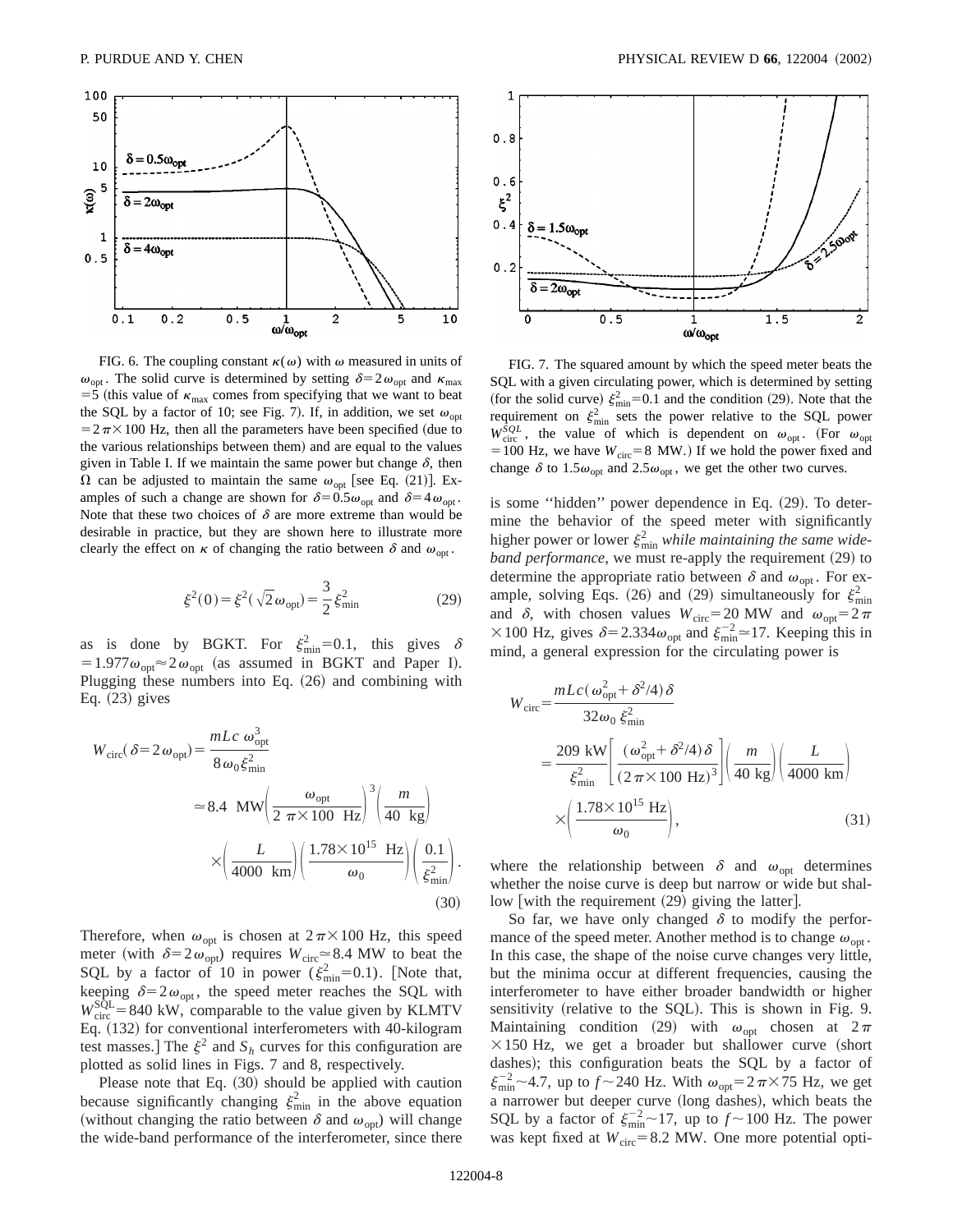FIG. 6. The coupling constant $\kappa(\omega)$ with $\omega$ measured in units of $\omega_{\rm opt}$. The solid curve is determined by setting $\delta=2\omega_{\rm opt}$ and $\kappa_{\rm max}=5$ (this value of $\kappa_{\rm max}$ comes from specifying that we want to beat the SQL by a factor of 10; see Fig. 7). If, in addition, we set $\omega_{\rm opt}=2\pi\times100$ Hz, then all the parameters have been specified (due to the various relationships between them) and are equal to the values given in Table I. If we maintain the same power but change $\delta$, then $\Omega$ can be adjusted to maintain the same $\omega_{\rm opt}$ [see Eq. (21)]. Examples of such a change are shown for $\delta=0.5\omega_{\rm opt}$ and $\delta=4\omega_{\rm opt}$. Note that these two choices of $\delta$ are more extreme than would be desirable in practice, but they are shown here to illustrate more clearly the effect on $\kappa$ of changing the ratio between $\delta$ and $\omega_{\rm opt}$.

$$\xi^2(0)=\xi^2(\sqrt{2}\,\omega_{\rm opt})=\frac{3}{2}\xi^2_{\rm min} \tag{29}$$

as is done by BGKT. For $\xi^2_{\rm min}=0.1$, this gives $\delta=1.977\omega_{\rm opt}\approx2\omega_{\rm opt}$ (as assumed in BGKT and Paper I). Plugging these numbers into Eq. (26) and combining with Eq. (23) gives

$$\begin{aligned}W_{\rm circ}(\delta=2\omega_{\rm opt})&=\frac{mLc\,\omega^3_{\rm opt}}{8\omega_0\xi^2_{\rm min}}\\&\simeq 8.4\ \text{MW}\left(\frac{\omega_{\rm opt}}{2\,\pi\times100\ \text{Hz}}\right)^3\left(\frac{m}{40\ \text{kg}}\right)\\&\quad\times\left(\frac{L}{4000\ \text{km}}\right)\left(\frac{1.78\times10^{15}\ \text{Hz}}{\omega_0}\right)\left(\frac{0.1}{\xi^2_{\rm min}}\right).\end{aligned} \tag{30}$$

Therefore, when $\omega_{\rm opt}$ is chosen at $2\pi\times100$ Hz, this speed meter (with $\delta=2\omega_{\rm opt}$) requires $W_{\rm circ}\simeq8.4$ MW to beat the SQL by a factor of 10 in power ($\xi^2_{\rm min}=0.1$). [Note that, keeping $\delta=2\omega_{\rm opt}$, the speed meter reaches the SQL with $W^{\rm SQL}_{\rm circ}=840$ kW, comparable to the value given by KLMTV Eq. (132) for conventional interferometers with 40-kilogram test masses.] The $\xi^2$ and $S_h$ curves for this configuration are plotted as solid lines in Figs. 7 and 8, respectively.

Please note that Eq. (30) should be applied with caution because significantly changing $\xi^2_{\rm min}$ in the above equation (without changing the ratio between $\delta$ and $\omega_{\rm opt}$) will change the wide-band performance of the interferometer, since there

FIG. 7. The squared amount by which the speed meter beats the SQL with a given circulating power, which is determined by setting (for the solid curve) $\xi^2_{\rm min}=0.1$ and the condition (29). Note that the requirement on $\xi^2_{\rm min}$ sets the power relative to the SQL power $W^{SQL}_{\rm circ}$, the value of which is dependent on $\omega_{\rm opt}$. (For $\omega_{\rm opt}=100$ Hz, we have $W_{\rm circ}=8$ MW.) If we hold the power fixed and change $\delta$ to $1.5\omega_{\rm opt}$ and $2.5\omega_{\rm opt}$, we get the other two curves.

is some "hidden" power dependence in Eq. (29). To determine the behavior of the speed meter with significantly higher power or lower $\xi^2_{\rm min}$ *while maintaining the same wide-band performance*, we must re-apply the requirement (29) to determine the appropriate ratio between $\delta$ and $\omega_{\rm opt}$. For example, solving Eqs. (26) and (29) simultaneously for $\xi^2_{\rm min}$ and $\delta$, with chosen values $W_{\rm circ}=20$ MW and $\omega_{\rm opt}=2\pi\times100$ Hz, gives $\delta=2.334\omega_{\rm opt}$ and $\xi^{-2}_{\rm min}\simeq17$. Keeping this in mind, a general expression for the circulating power is

$$\begin{aligned}W_{\rm circ}&=\frac{mLc(\omega^2_{\rm opt}+\delta^2/4)\delta}{32\omega_0\,\xi^2_{\rm min}}\\&=\frac{209\ \text{kW}}{\xi^2_{\rm min}}\left[\frac{(\omega^2_{\rm opt}+\delta^2/4)\delta}{(2\pi\times100\ \text{Hz})^3}\right]\left(\frac{m}{40\ \text{kg}}\right)\left(\frac{L}{4000\ \text{km}}\right)\\&\quad\times\left(\frac{1.78\times10^{15}\ \text{Hz}}{\omega_0}\right),\end{aligned} \tag{31}$$

where the relationship between $\delta$ and $\omega_{\rm opt}$ determines whether the noise curve is deep but narrow or wide but shallow [with the requirement (29) giving the latter].

So far, we have only changed $\delta$ to modify the performance of the speed meter. Another method is to change $\omega_{\rm opt}$. In this case, the shape of the noise curve changes very little, but the minima occur at different frequencies, causing the interferometer to have either broader bandwidth or higher sensitivity (relative to the SQL). This is shown in Fig. 9. Maintaining condition (29) with $\omega_{\rm opt}$ chosen at $2\pi\times150$ Hz, we get a broader but shallower curve (short dashes); this configuration beats the SQL by a factor of $\xi^{-2}_{\rm min}\sim4.7$, up to $f\sim240$ Hz. With $\omega_{\rm opt}=2\pi\times75$ Hz, we get a narrower but deeper curve (long dashes), which beats the SQL by a factor of $\xi^{-2}_{\rm min}\sim17$, up to $f\sim100$ Hz. The power was kept fixed at $W_{\rm circ}=8.2$ MW. One more potential opti-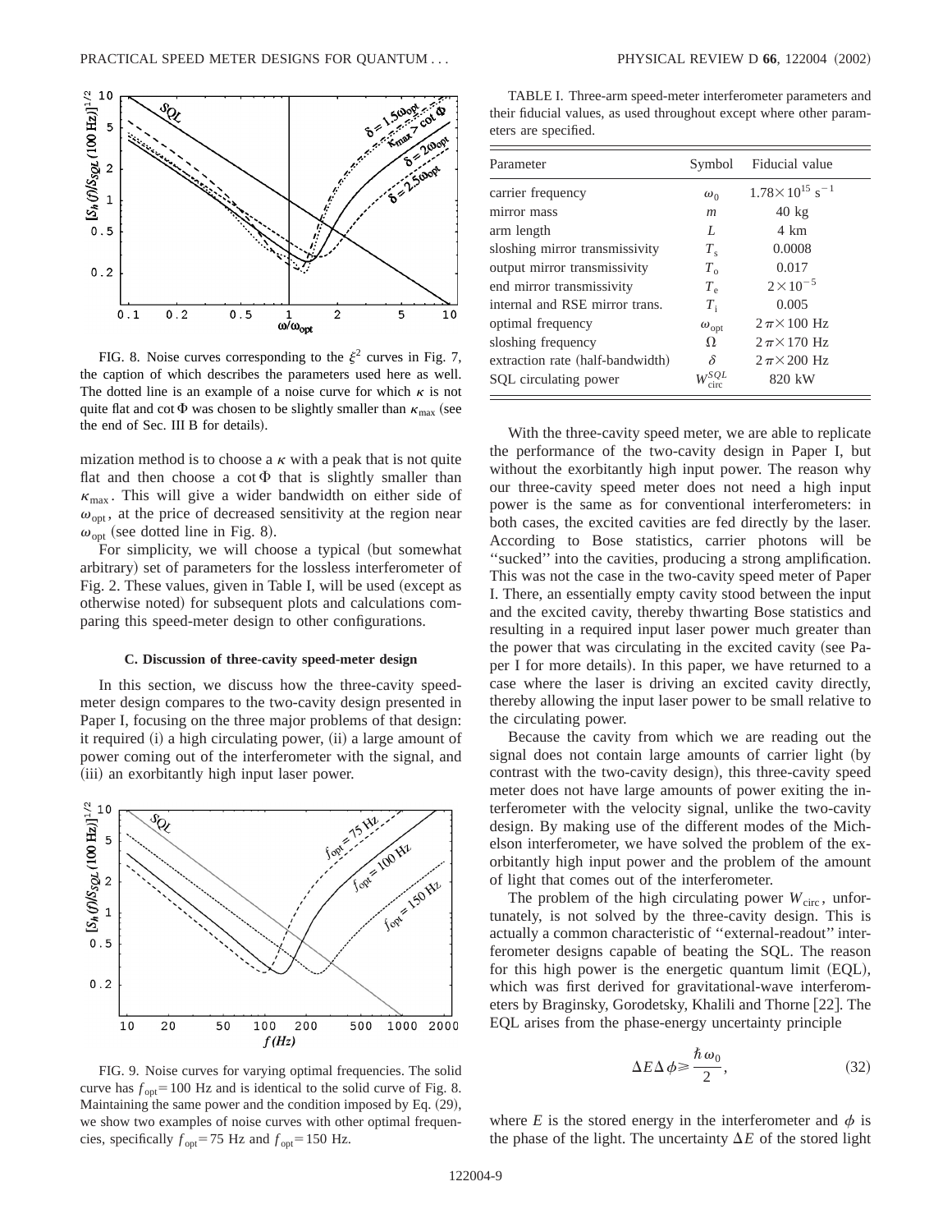FIG. 8. Noise curves corresponding to the $\xi^2$ curves in Fig. 7, the caption of which describes the parameters used here as well. The dotted line is an example of a noise curve for which $\kappa$ is not quite flat and $\cot \Phi$ was chosen to be slightly smaller than $\kappa_{\max}$ (see the end of Sec. III B for details).

mization method is to choose a $\kappa$ with a peak that is not quite flat and then choose a $\cot \Phi$ that is slightly smaller than $\kappa_{\max}$. This will give a wider bandwidth on either side of $\omega_{\rm opt}$, at the price of decreased sensitivity at the region near $\omega_{\rm opt}$ (see dotted line in Fig. 8).

For simplicity, we will choose a typical (but somewhat arbitrary) set of parameters for the lossless interferometer of Fig. 2. These values, given in Table I, will be used (except as otherwise noted) for subsequent plots and calculations comparing this speed-meter design to other configurations.

### C. Discussion of three-cavity speed-meter design

In this section, we discuss how the three-cavity speed-meter design compares to the two-cavity design presented in Paper I, focusing on the three major problems of that design: it required (i) a high circulating power, (ii) a large amount of power coming out of the interferometer with the signal, and (iii) an exorbitantly high input laser power.

FIG. 9. Noise curves for varying optimal frequencies. The solid curve has $f_{\rm opt}=100$ Hz and is identical to the solid curve of Fig. 8. Maintaining the same power and the condition imposed by Eq. (29), we show two examples of noise curves with other optimal frequencies, specifically $f_{\rm opt}=75$ Hz and $f_{\rm opt}=150$ Hz.

TABLE I. Three-arm speed-meter interferometer parameters and their fiducial values, as used throughout except where other parameters are specified.

| Parameter | Symbol | Fiducial value |
|---|---|---|
| carrier frequency | $\omega_0$ | $1.78\times10^{15}$ s$^{-1}$ |
| mirror mass | $m$ | 40 kg |
| arm length | $L$ | 4 km |
| sloshing mirror transmissivity | $T_{\rm s}$ | 0.0008 |
| output mirror transmissivity | $T_{\rm o}$ | 0.017 |
| end mirror transmissivity | $T_{\rm e}$ | $2\times10^{-5}$ |
| internal and RSE mirror trans. | $T_{\rm i}$ | 0.005 |
| optimal frequency | $\omega_{\rm opt}$ | $2\pi\times100$ Hz |
| sloshing frequency | $\Omega$ | $2\pi\times170$ Hz |
| extraction rate (half-bandwidth) | $\delta$ | $2\pi\times200$ Hz |
| SQL circulating power | $W_{\rm circ}^{SQL}$ | 820 kW |

With the three-cavity speed meter, we are able to replicate the performance of the two-cavity design in Paper I, but without the exorbitantly high input power. The reason why our three-cavity speed meter does not need a high input power is the same as for conventional interferometers: in both cases, the excited cavities are fed directly by the laser. According to Bose statistics, carrier photons will be "sucked" into the cavities, producing a strong amplification. This was not the case in the two-cavity speed meter of Paper I. There, an essentially empty cavity stood between the input and the excited cavity, thereby thwarting Bose statistics and resulting in a required input laser power much greater than the power that was circulating in the excited cavity (see Paper I for more details). In this paper, we have returned to a case where the laser is driving an excited cavity directly, thereby allowing the input laser power to be small relative to the circulating power.

Because the cavity from which we are reading out the signal does not contain large amounts of carrier light (by contrast with the two-cavity design), this three-cavity speed meter does not have large amounts of power exiting the interferometer with the velocity signal, unlike the two-cavity design. By making use of the different modes of the Michelson interferometer, we have solved the problem of the exorbitantly high input power and the problem of the amount of light that comes out of the interferometer.

The problem of the high circulating power $W_{\rm circ}$, unfortunately, is not solved by the three-cavity design. This is actually a common characteristic of "external-readout" interferometer designs capable of beating the SQL. The reason for this high power is the energetic quantum limit (EQL), which was first derived for gravitational-wave interferometers by Braginsky, Gorodetsky, Khalili and Thorne [22]. The EQL arises from the phase-energy uncertainty principle

$$\Delta E \Delta \phi \geqslant \frac{\hbar \omega_0}{2}, \tag{32}$$

where $E$ is the stored energy in the interferometer and $\phi$ is the phase of the light. The uncertainty $\Delta E$ of the stored light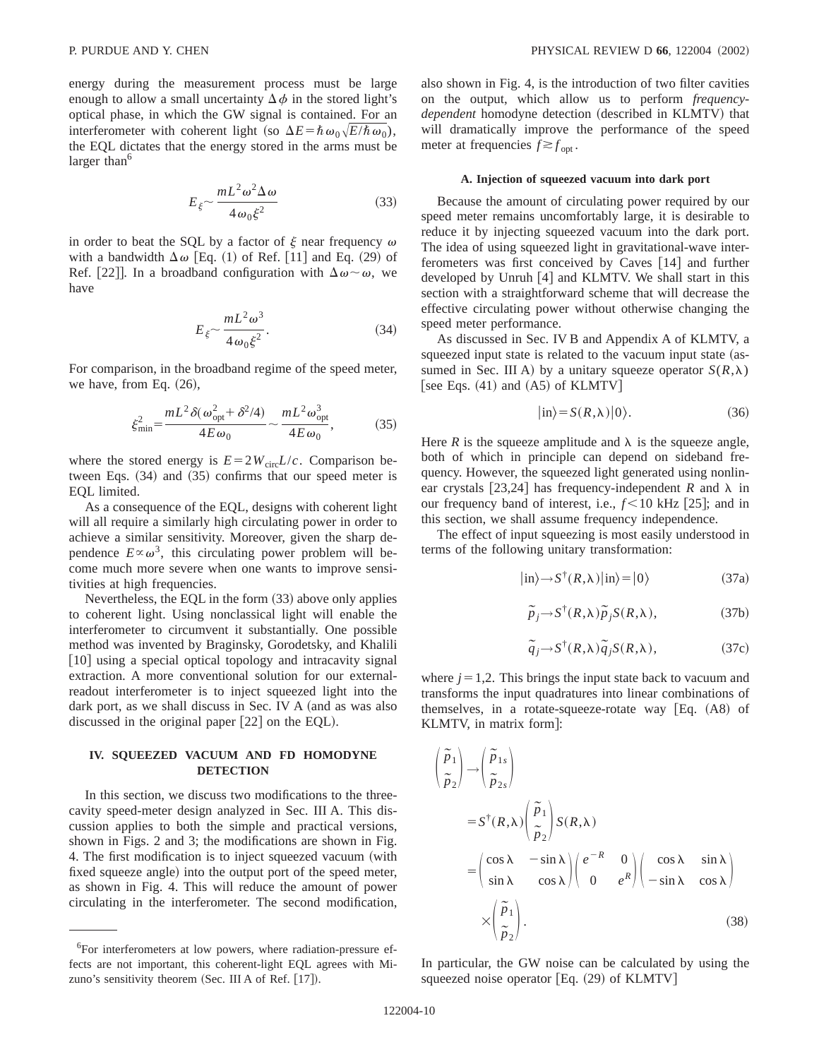energy during the measurement process must be large enough to allow a small uncertainty $\Delta\phi$ in the stored light's optical phase, in which the GW signal is contained. For an interferometer with coherent light (so $\Delta E = \hbar\omega_0\sqrt{E/\hbar\omega_0}$), the EQL dictates that the energy stored in the arms must be larger than[6]

$$E_\xi \sim \frac{mL^2\omega^2\Delta\omega}{4\omega_0\xi^2} \tag{33}$$

in order to beat the SQL by a factor of $\xi$ near frequency $\omega$ with a bandwidth $\Delta\omega$ [Eq. (1) of Ref. [11] and Eq. (29) of Ref. [22]]. In a broadband configuration with $\Delta\omega \sim \omega$, we have

$$E_\xi \sim \frac{mL^2\omega^3}{4\omega_0\xi^2}. \tag{34}$$

For comparison, in the broadband regime of the speed meter, we have, from Eq. (26),

$$\xi_{\min}^2 = \frac{mL^2\delta(\omega_{\rm opt}^2 + \delta^2/4)}{4E\omega_0} \sim \frac{mL^2\omega_{\rm opt}^3}{4E\omega_0}, \tag{35}$$

where the stored energy is $E = 2W_{\rm circ}L/c$. Comparison between Eqs. (34) and (35) confirms that our speed meter is EQL limited.

As a consequence of the EQL, designs with coherent light will all require a similarly high circulating power in order to achieve a similar sensitivity. Moreover, given the sharp dependence $E \propto \omega^3$, this circulating power problem will become much more severe when one wants to improve sensitivities at high frequencies.

Nevertheless, the EQL in the form (33) above only applies to coherent light. Using nonclassical light will enable the interferometer to circumvent it substantially. One possible method was invented by Braginsky, Gorodetsky, and Khalili [10] using a special optical topology and intracavity signal extraction. A more conventional solution for our external-readout interferometer is to inject squeezed light into the dark port, as we shall discuss in Sec. IV A (and as was also discussed in the original paper [22] on the EQL).

## IV. SQUEEZED VACUUM AND FD HOMODYNE DETECTION

In this section, we discuss two modifications to the three-cavity speed-meter design analyzed in Sec. III A. This discussion applies to both the simple and practical versions, shown in Figs. 2 and 3; the modifications are shown in Fig. 4. The first modification is to inject squeezed vacuum (with fixed squeeze angle) into the output port of the speed meter, as shown in Fig. 4. This will reduce the amount of power circulating in the interferometer. The second modification, also shown in Fig. 4, is the introduction of two filter cavities on the output, which allow us to perform *frequency-dependent* homodyne detection (described in KLMTV) that will dramatically improve the performance of the speed meter at frequencies $f \gtrsim f_{\rm opt}$.

### A. Injection of squeezed vacuum into dark port

Because the amount of circulating power required by our speed meter remains uncomfortably large, it is desirable to reduce it by injecting squeezed vacuum into the dark port. The idea of using squeezed light in gravitational-wave interferometers was first conceived by Caves [14] and further developed by Unruh [4] and KLMTV. We shall start in this section with a straightforward scheme that will decrease the effective circulating power without otherwise changing the speed meter performance.

As discussed in Sec. IV B and Appendix A of KLMTV, a squeezed input state is related to the vacuum input state (assumed in Sec. III A) by a unitary squeeze operator $S(R,\lambda)$ [see Eqs. (41) and (A5) of KLMTV]

$$|{\rm in}\rangle = S(R,\lambda)|0\rangle. \tag{36}$$

Here $R$ is the squeeze amplitude and $\lambda$ is the squeeze angle, both of which in principle can depend on sideband frequency. However, the squeezed light generated using nonlinear crystals [23,24] has frequency-independent $R$ and $\lambda$ in our frequency band of interest, i.e., $f < 10$ kHz [25]; and in this section, we shall assume frequency independence.

The effect of input squeezing is most easily understood in terms of the following unitary transformation:

$$|{\rm in}\rangle \to S^\dagger(R,\lambda)|{\rm in}\rangle = |0\rangle \tag{37a}$$

$$\tilde{p}_j \to S^\dagger(R,\lambda)\tilde{p}_j S(R,\lambda), \tag{37b}$$

$$\tilde{q}_j \to S^\dagger(R,\lambda)\tilde{q}_j S(R,\lambda), \tag{37c}$$

where $j=1,2$. This brings the input state back to vacuum and transforms the input quadratures into linear combinations of themselves, in a rotate-squeeze-rotate way [Eq. (A8) of KLMTV, in matrix form]:

$$\begin{aligned}
\begin{pmatrix}\tilde{p}_1\\ \tilde{p}_2\end{pmatrix} &\to \begin{pmatrix}\tilde{p}_{1s}\\ \tilde{p}_{2s}\end{pmatrix} \\
&= S^\dagger(R,\lambda)\begin{pmatrix}\tilde{p}_1\\ \tilde{p}_2\end{pmatrix} S(R,\lambda) \\
&= \begin{pmatrix}\cos\lambda & -\sin\lambda\\ \sin\lambda & \cos\lambda\end{pmatrix}\begin{pmatrix}e^{-R} & 0\\ 0 & e^{R}\end{pmatrix}\begin{pmatrix}\cos\lambda & \sin\lambda\\ -\sin\lambda & \cos\lambda\end{pmatrix} \\
&\quad\times \begin{pmatrix}\tilde{p}_1\\ \tilde{p}_2\end{pmatrix}.
\end{aligned} \tag{38}$$

In particular, the GW noise can be calculated by using the squeezed noise operator [Eq. (29) of KLMTV]

[6] For interferometers at low powers, where radiation-pressure effects are not important, this coherent-light EQL agrees with Mizuno's sensitivity theorem (Sec. III A of Ref. [17]).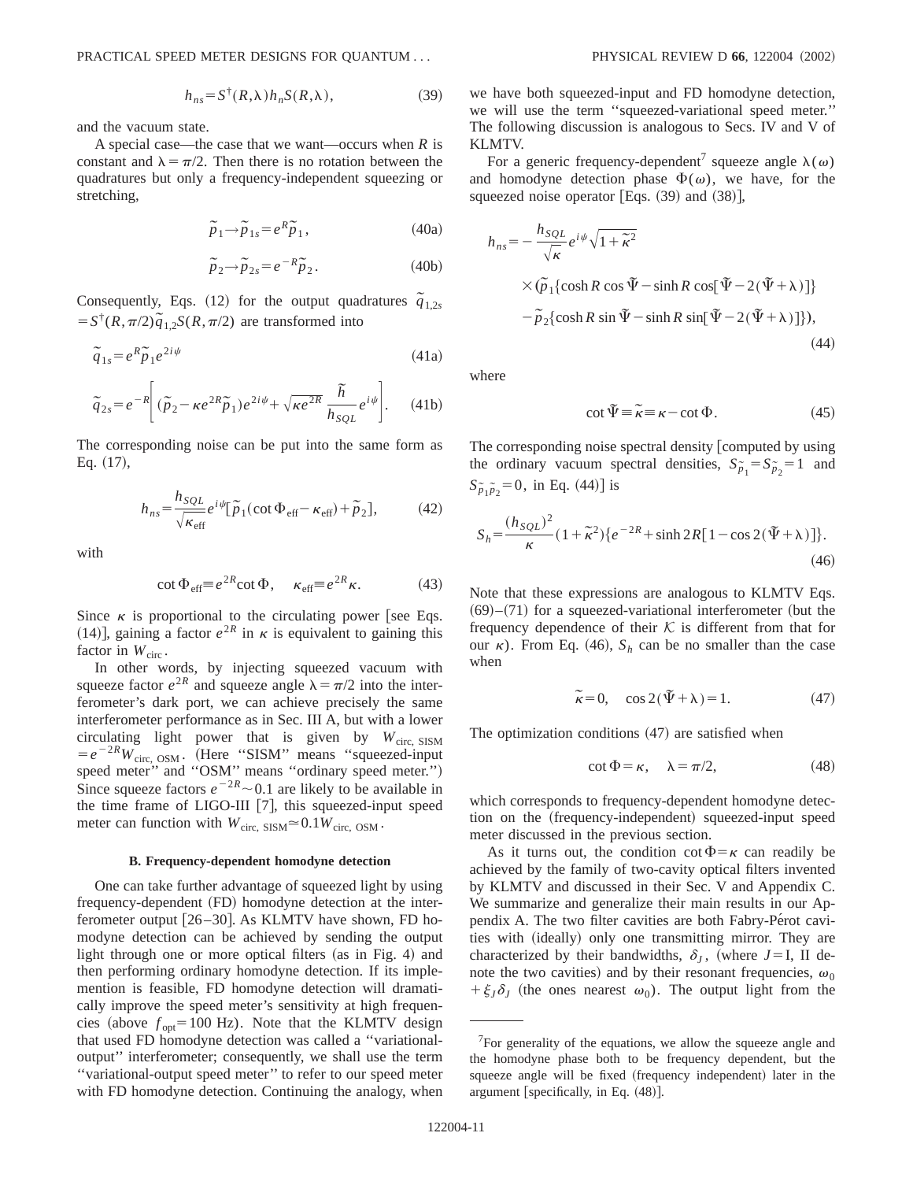$$h_{ns} = S^{\dagger}(R,\lambda) h_n S(R,\lambda), \tag{39}$$

and the vacuum state.

A special case—the case that we want—occurs when $R$ is constant and $\lambda = \pi/2$. Then there is no rotation between the quadratures but only a frequency-independent squeezing or stretching,

$$\tilde{p}_1 \to \tilde{p}_{1s} = e^{R} \tilde{p}_1, \tag{40a}$$

$$\tilde{p}_2 \to \tilde{p}_{2s} = e^{-R} \tilde{p}_2. \tag{40b}$$

Consequently, Eqs. (12) for the output quadratures $\tilde{q}_{1,2s} = S^{\dagger}(R,\pi/2) \tilde{q}_{1,2} S(R,\pi/2)$ are transformed into

$$\tilde{q}_{1s} = e^{R} \tilde{p}_1 e^{2i\psi} \tag{41a}$$

$$\tilde{q}_{2s} = e^{-R} \left[ (\tilde{p}_2 - \kappa e^{2R} \tilde{p}_1) e^{2i\psi} + \sqrt{\kappa e^{2R}} \frac{\tilde{h}}{h_{SQL}} e^{i\psi} \right]. \tag{41b}$$

The corresponding noise can be put into the same form as Eq. (17),

$$h_{ns} = \frac{h_{SQL}}{\sqrt{\kappa_{\rm eff}}} e^{i\psi} [\tilde{p}_1 (\cot \Phi_{\rm eff} - \kappa_{\rm eff}) + \tilde{p}_2], \tag{42}$$

with

$$\cot \Phi_{\rm eff} \equiv e^{2R} \cot \Phi, \quad \kappa_{\rm eff} \equiv e^{2R} \kappa. \tag{43}$$

Since $\kappa$ is proportional to the circulating power [see Eqs. (14)], gaining a factor $e^{2R}$ in $\kappa$ is equivalent to gaining this factor in $W_{\rm circ}$.

In other words, by injecting squeezed vacuum with squeeze factor $e^{2R}$ and squeeze angle $\lambda = \pi/2$ into the interferometer's dark port, we can achieve precisely the same interferometer performance as in Sec. III A, but with a lower circulating light power that is given by $W_{\rm circ,\, SISM} = e^{-2R} W_{\rm circ,\, OSM}$. (Here "SISM" means "squeezed-input speed meter" and "OSM" means "ordinary speed meter.") Since squeeze factors $e^{-2R} \sim 0.1$ are likely to be available in the time frame of LIGO-III [7], this squeezed-input speed meter can function with $W_{\rm circ,\, SISM} \simeq 0.1 W_{\rm circ,\, OSM}$.

### B. Frequency-dependent homodyne detection

One can take further advantage of squeezed light by using frequency-dependent (FD) homodyne detection at the interferometer output [26–30]. As KLMTV have shown, FD homodyne detection can be achieved by sending the output light through one or more optical filters (as in Fig. 4) and then performing ordinary homodyne detection. If its implemention is feasible, FD homodyne detection will dramatically improve the speed meter's sensitivity at high frequencies (above $f_{\rm opt} = 100$ Hz). Note that the KLMTV design that used FD homodyne detection was called a "variational-output" interferometer; consequently, we shall use the term "variational-output speed meter" to refer to our speed meter with FD homodyne detection. Continuing the analogy, when we have both squeezed-input and FD homodyne detection, we will use the term "squeezed-variational speed meter." The following discussion is analogous to Secs. IV and V of KLMTV.

For a generic frequency-dependent[7] squeeze angle $\lambda(\omega)$ and homodyne detection phase $\Phi(\omega)$, we have, for the squeezed noise operator [Eqs. (39) and (38)],

$$\begin{aligned} h_{ns} = & -\frac{h_{SQL}}{\sqrt{\kappa}} e^{i\psi} \sqrt{1+\tilde{\kappa}^2} \\ & \times (\tilde{p}_1 \{\cosh R \cos \tilde{\Psi} - \sinh R \cos[\tilde{\Psi} - 2(\tilde{\Psi} + \lambda)]\} \\ & - \tilde{p}_2 \{\cosh R \sin \tilde{\Psi} - \sinh R \sin[\tilde{\Psi} - 2(\tilde{\Psi} + \lambda)]\}), \end{aligned} \tag{44}$$

where

$$\cot \tilde{\Psi} \equiv \tilde{\kappa} \equiv \kappa - \cot \Phi. \tag{45}$$

The corresponding noise spectral density [computed by using the ordinary vacuum spectral densities, $S_{\tilde{p}_1} = S_{\tilde{p}_2} = 1$ and $S_{\tilde{p}_1 \tilde{p}_2} = 0$, in Eq. (44)] is

$$S_h = \frac{(h_{SQL})^2}{\kappa} (1 + \tilde{\kappa}^2) \{ e^{-2R} + \sinh 2R [1 - \cos 2(\tilde{\Psi} + \lambda)] \}. \tag{46}$$

Note that these expressions are analogous to KLMTV Eqs. (69)–(71) for a squeezed-variational interferometer (but the frequency dependence of their $\mathcal{K}$ is different from that for our $\kappa$). From Eq. (46), $S_h$ can be no smaller than the case when

$$\tilde{\kappa} = 0, \quad \cos 2(\tilde{\Psi} + \lambda) = 1. \tag{47}$$

The optimization conditions (47) are satisfied when

$$\cot \Phi = \kappa, \quad \lambda = \pi/2, \tag{48}$$

which corresponds to frequency-dependent homodyne detection on the (frequency-independent) squeezed-input speed meter discussed in the previous section.

As it turns out, the condition $\cot \Phi = \kappa$ can readily be achieved by the family of two-cavity optical filters invented by KLMTV and discussed in their Sec. V and Appendix C. We summarize and generalize their main results in our Appendix A. The two filter cavities are both Fabry-Pérot cavities with (ideally) only one transmitting mirror. They are characterized by their bandwidths, $\delta_J$, (where $J = $ I, II denote the two cavities) and by their resonant frequencies, $\omega_0 + \xi_J \delta_J$ (the ones nearest $\omega_0$). The output light from the

[7] For generality of the equations, we allow the squeeze angle and the homodyne phase both to be frequency dependent, but the squeeze angle will be fixed (frequency independent) later in the argument [specifically, in Eq. (48)].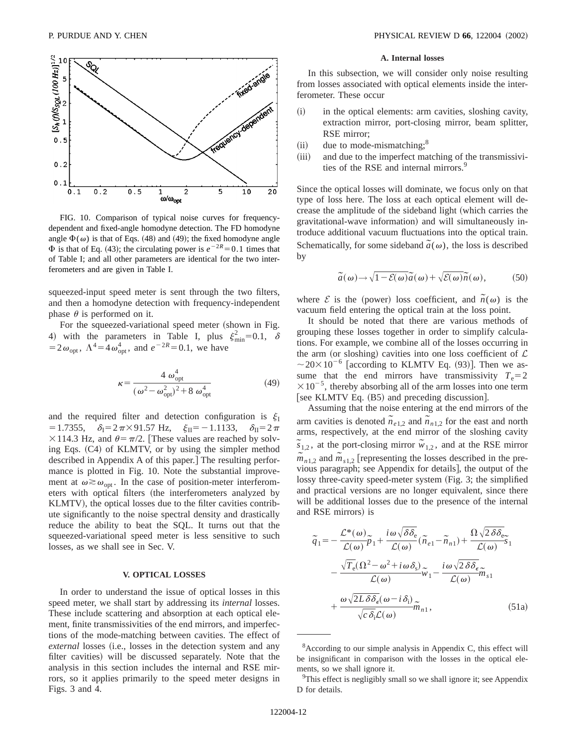FIG. 10. Comparison of typical noise curves for frequency-dependent and fixed-angle homodyne detection. The FD homodyne angle $\Phi(\omega)$ is that of Eqs. (48) and (49); the fixed homodyne angle $\Phi$ is that of Eq. (43); the circulating power is $e^{-2R}=0.1$ times that of Table I; and all other parameters are identical for the two interferometers and are given in Table I.

squeezed-input speed meter is sent through the two filters, and then a homodyne detection with frequency-independent phase $\theta$ is performed on it.

For the squeezed-variational speed meter (shown in Fig. 4) with the parameters in Table I, plus $\xi_{\min}^2=0.1$, $\delta=2\omega_{\rm opt}$, $\Lambda^4=4\omega_{\rm opt}^4$, and $e^{-2R}=0.1$, we have

$$\kappa=\frac{4\,\omega_{\rm opt}^4}{(\omega^2-\omega_{\rm opt}^2)^2+8\,\omega_{\rm opt}^4} \tag{49}$$

and the required filter and detection configuration is $\xi_{\rm I}=1.7355$, $\delta_{\rm I}=2\pi\times 91.57$ Hz, $\xi_{\rm II}=-1.1133$, $\delta_{\rm II}=2\pi\times 114.3$ Hz, and $\theta=\pi/2$. [These values are reached by solving Eqs. (C4) of KLMTV, or by using the simpler method described in Appendix A of this paper.] The resulting performance is plotted in Fig. 10. Note the substantial improvement at $\omega\gtrsim\omega_{\rm opt}$. In the case of position-meter interferometers with optical filters (the interferometers analyzed by KLMTV), the optical losses due to the filter cavities contribute significantly to the noise spectral density and drastically reduce the ability to beat the SQL. It turns out that the squeezed-variational speed meter is less sensitive to such losses, as we shall see in Sec. V.

## V. OPTICAL LOSSES

In order to understand the issue of optical losses in this speed meter, we shall start by addressing its *internal* losses. These include scattering and absorption at each optical element, finite transmissivities of the end mirrors, and imperfections of the mode-matching between cavities. The effect of *external* losses (i.e., losses in the detection system and any filter cavities) will be discussed separately. Note that the analysis in this section includes the internal and RSE mirrors, so it applies primarily to the speed meter designs in Figs. 3 and 4.

### A. Internal losses

In this subsection, we will consider only noise resulting from losses associated with optical elements inside the interferometer. These occur

(i) in the optical elements: arm cavities, sloshing cavity, extraction mirror, port-closing mirror, beam splitter, RSE mirror;

(ii) due to mode-mismatching;[8]

(iii) and due to the imperfect matching of the transmissivities of the RSE and internal mirrors.[9]

Since the optical losses will dominate, we focus only on that type of loss here. The loss at each optical element will decrease the amplitude of the sideband light (which carries the gravitational-wave information) and will simultaneously introduce additional vacuum fluctuations into the optical train. Schematically, for some sideband $\tilde{a}(\omega)$, the loss is described by

$$\tilde{a}(\omega)\rightarrow\sqrt{1-\mathcal{E}(\omega)}\,\tilde{a}(\omega)+\sqrt{\mathcal{E}(\omega)}\,\tilde{n}(\omega), \tag{50}$$

where $\mathcal{E}$ is the (power) loss coefficient, and $\tilde{n}(\omega)$ is the vacuum field entering the optical train at the loss point.

It should be noted that there are various methods of grouping these losses together in order to simplify calculations. For example, we combine all of the losses occurring in the arm (or sloshing) cavities into one loss coefficient of $\mathcal{L}\sim 20\times10^{-6}$ [according to KLMTV Eq. (93)]. Then we assume that the end mirrors have transmissivity $T_{\rm e}=2\times10^{-5}$, thereby absorbing all of the arm losses into one term [see KLMTV Eq. (B5) and preceding discussion].

Assuming that the noise entering at the end mirrors of the arm cavities is denoted $\tilde{n}_{e1,2}$ and $\tilde{n}_{n1,2}$ for the east and north arms, respectively, at the end mirror of the sloshing cavity $\tilde{s}_{1,2}$, at the port-closing mirror $\tilde{w}_{1,2}$, and at the RSE mirror $\tilde{m}_{n1,2}$ and $\tilde{m}_{s1,2}$ [representing the losses described in the previous paragraph; see Appendix for details], the output of the lossy three-cavity speed-meter system (Fig. 3; the simplified and practical versions are no longer equivalent, since there will be additional losses due to the presence of the internal and RSE mirrors) is

$$\begin{aligned}\tilde{q}_1=&-\frac{\mathcal{L}^*(\omega)}{\mathcal{L}(\omega)}\tilde{p}_1+\frac{i\omega\sqrt{\delta\delta_{\rm e}}}{\mathcal{L}(\omega)}(\tilde{n}_{e1}-\tilde{n}_{n1})+\frac{\Omega\sqrt{2\delta\delta_{\rm e}}}{\mathcal{L}(\omega)}\tilde{s}_1\\&-\frac{\sqrt{T_{\rm e}}(\Omega^2-\omega^2+i\omega\delta_{\rm s})}{\mathcal{L}(\omega)}\tilde{w}_1-\frac{i\omega\sqrt{2\delta\delta_\epsilon}}{\mathcal{L}(\omega)}\tilde{m}_{s1}\\&+\frac{\omega\sqrt{2L\delta\delta_\epsilon}(\omega-i\delta_{\rm i})}{\sqrt{c\,\delta_{\rm i}}\mathcal{L}(\omega)}\tilde{m}_{n1},\end{aligned} \tag{51a}$$

---

[8] According to our simple analysis in Appendix C, this effect will be insignificant in comparison with the losses in the optical elements, so we shall ignore it.

[9] This effect is negligibly small so we shall ignore it; see Appendix D for details.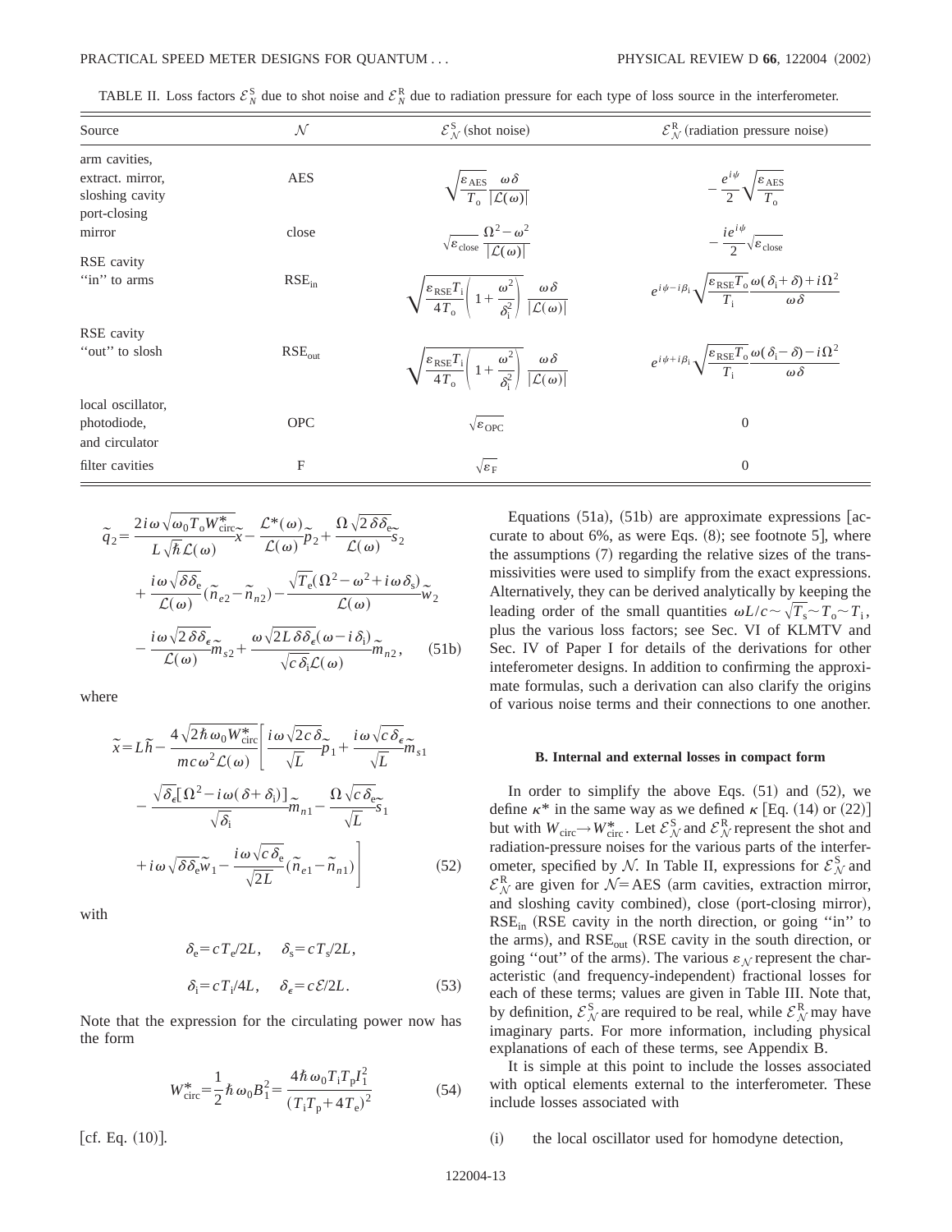TABLE II. Loss factors $\mathcal{E}^{\rm S}_{\mathcal{N}}$ due to shot noise and $\mathcal{E}^{\rm R}_{\mathcal{N}}$ due to radiation pressure for each type of loss source in the interferometer.

| Source | $\mathcal{N}$ | $\mathcal{E}^{\rm S}_{\mathcal{N}}$ (shot noise) | $\mathcal{E}^{\rm R}_{\mathcal{N}}$ (radiation pressure noise) |
| --- | --- | --- | --- |
| arm cavities, extract. mirror, sloshing cavity | AES | $\sqrt{\dfrac{\varepsilon_{\rm AES}}{T_{\rm o}}}\dfrac{\omega\delta}{\lvert\mathcal{L}(\omega)\rvert}$ | $-\dfrac{e^{i\psi}}{2}\sqrt{\dfrac{\varepsilon_{\rm AES}}{T_{\rm o}}}$ |
| port-closing mirror | close | $\sqrt{\varepsilon_{\rm close}}\,\dfrac{\Omega^2-\omega^2}{\lvert\mathcal{L}(\omega)\rvert}$ | $-\dfrac{ie^{i\psi}}{2}\sqrt{\varepsilon_{\rm close}}$ |
| RSE cavity "in" to arms | $\mathrm{RSE_{in}}$ | $\sqrt{\dfrac{\varepsilon_{\rm RSE}T_{\rm i}}{4T_{\rm o}}\left(1+\dfrac{\omega^2}{\delta_{\rm i}^2}\right)}\,\dfrac{\omega\delta}{\lvert\mathcal{L}(\omega)\rvert}$ | $e^{i\psi-i\beta_{\rm i}}\sqrt{\dfrac{\varepsilon_{\rm RSE}T_{\rm o}}{T_{\rm i}}}\dfrac{\omega(\delta_{\rm i}+\delta)+i\Omega^2}{\omega\delta}$ |
| RSE cavity "out" to slosh | $\mathrm{RSE_{out}}$ | $\sqrt{\dfrac{\varepsilon_{\rm RSE}T_{\rm i}}{4T_{\rm o}}\left(1+\dfrac{\omega^2}{\delta_{\rm i}^2}\right)}\,\dfrac{\omega\delta}{\lvert\mathcal{L}(\omega)\rvert}$ | $e^{i\psi+i\beta_{\rm i}}\sqrt{\dfrac{\varepsilon_{\rm RSE}T_{\rm o}}{T_{\rm i}}}\dfrac{\omega(\delta_{\rm i}-\delta)-i\Omega^2}{\omega\delta}$ |
| local oscillator, photodiode, and circulator | OPC | $\sqrt{\varepsilon_{\rm OPC}}$ | 0 |
| filter cavities | F | $\sqrt{\varepsilon_{\rm F}}$ | 0 |

$$
\begin{aligned}
\tilde{q}_2 = {} & \frac{2i\omega\sqrt{\omega_0 T_{\rm o}W^*_{\rm circ}}}{L\sqrt{\hbar}\,\mathcal{L}(\omega)}\tilde{x} - \frac{\mathcal{L}^*(\omega)}{\mathcal{L}(\omega)}\tilde{p}_2 + \frac{\Omega\sqrt{2\delta\delta_{\rm e}}}{\mathcal{L}(\omega)}\tilde{s}_2 \\
& + \frac{i\omega\sqrt{\delta\delta_{\rm e}}}{\mathcal{L}(\omega)}(\tilde{n}_{e2}-\tilde{n}_{n2}) - \frac{\sqrt{T_{\rm e}}(\Omega^2-\omega^2+i\omega\delta_{\rm s})}{\mathcal{L}(\omega)}\tilde{w}_2 \\
& - \frac{i\omega\sqrt{2\delta\delta_\epsilon}}{\mathcal{L}(\omega)}\tilde{m}_{s2} + \frac{\omega\sqrt{2L\delta\delta_\epsilon}(\omega-i\delta_{\rm i})}{\sqrt{c\delta_{\rm i}}\,\mathcal{L}(\omega)}\tilde{m}_{n2}, \qquad \text{(51b)}
\end{aligned}
$$

where

$$
\begin{aligned}
\tilde{x} = {} & L\tilde{h} - \frac{4\sqrt{2\hbar\omega_0 W^*_{\rm circ}}}{mc\omega^2\mathcal{L}(\omega)}\Bigg[\frac{i\omega\sqrt{2c\delta}}{\sqrt{L}}\tilde{p}_1 + \frac{i\omega\sqrt{c\delta_\epsilon}}{\sqrt{L}}\tilde{m}_{s1} \\
& - \frac{\sqrt{\delta_\epsilon}[\Omega^2 - i\omega(\delta+\delta_{\rm i})]}{\sqrt{\delta_{\rm i}}}\tilde{m}_{n1} - \frac{\Omega\sqrt{c\delta_{\rm e}}}{\sqrt{L}}\tilde{s}_1 \\
& + i\omega\sqrt{\delta\delta_{\rm e}}\tilde{w}_1 - \frac{i\omega\sqrt{c\delta_{\rm e}}}{\sqrt{2L}}(\tilde{n}_{e1}-\tilde{n}_{n1})\Bigg] \qquad \text{(52)}
\end{aligned}
$$

with

$$
\delta_{\rm e} = cT_{\rm e}/2L, \quad \delta_{\rm s} = cT_{\rm s}/2L,
$$
$$
\delta_{\rm i} = cT_{\rm i}/4L, \quad \delta_\epsilon = c\mathcal{E}/2L. \qquad \text{(53)}
$$

Note that the expression for the circulating power now has the form

$$
W^*_{\rm circ} = \frac{1}{2}\hbar\omega_0 B_1^2 = \frac{4\hbar\omega_0 T_{\rm i}T_{\rm p}I_1^2}{(T_{\rm i}T_{\rm p}+4T_{\rm e})^2} \qquad \text{(54)}
$$

[cf. Eq. (10)].

Equations (51a), (51b) are approximate expressions [accurate to about 6%, as were Eqs. (8); see footnote 5], where the assumptions (7) regarding the relative sizes of the transmissivities were used to simplify from the exact expressions. Alternatively, they can be derived analytically by keeping the leading order of the small quantities $\omega L/c \sim \sqrt{T_{\rm s}} \sim T_{\rm o} \sim T_{\rm i}$, plus the various loss factors; see Sec. VI of KLMTV and Sec. IV of Paper I for details of the derivations for other inteferometer designs. In addition to confirming the approximate formulas, such a derivation can also clarify the origins of various noise terms and their connections to one another.

### B. Internal and external losses in compact form

In order to simplify the above Eqs. (51) and (52), we define $\kappa^*$ in the same way as we defined $\kappa$ [Eq. (14) or (22)] but with $W_{\rm circ}\to W^*_{\rm circ}$. Let $\mathcal{E}^{\rm S}_{\mathcal{N}}$ and $\mathcal{E}^{\rm R}_{\mathcal{N}}$ represent the shot and radiation-pressure noises for the various parts of the interferometer, specified by $\mathcal{N}$. In Table II, expressions for $\mathcal{E}^{\rm S}_{\mathcal{N}}$ and $\mathcal{E}^{\rm R}_{\mathcal{N}}$ are given for $\mathcal{N}$= AES (arm cavities, extraction mirror, and sloshing cavity combined), close (port-closing mirror), $\mathrm{RSE_{in}}$ (RSE cavity in the north direction, or going "in" to the arms), and $\mathrm{RSE_{out}}$ (RSE cavity in the south direction, or going "out" of the arms). The various $\varepsilon_{\mathcal{N}}$ represent the characteristic (and frequency-independent) fractional losses for each of these terms; values are given in Table III. Note that, by definition, $\mathcal{E}^{\rm S}_{\mathcal{N}}$ are required to be real, while $\mathcal{E}^{\rm R}_{\mathcal{N}}$ may have imaginary parts. For more information, including physical explanations of each of these terms, see Appendix B.

It is simple at this point to include the losses associated with optical elements external to the interferometer. These include losses associated with

(i) the local oscillator used for homodyne detection,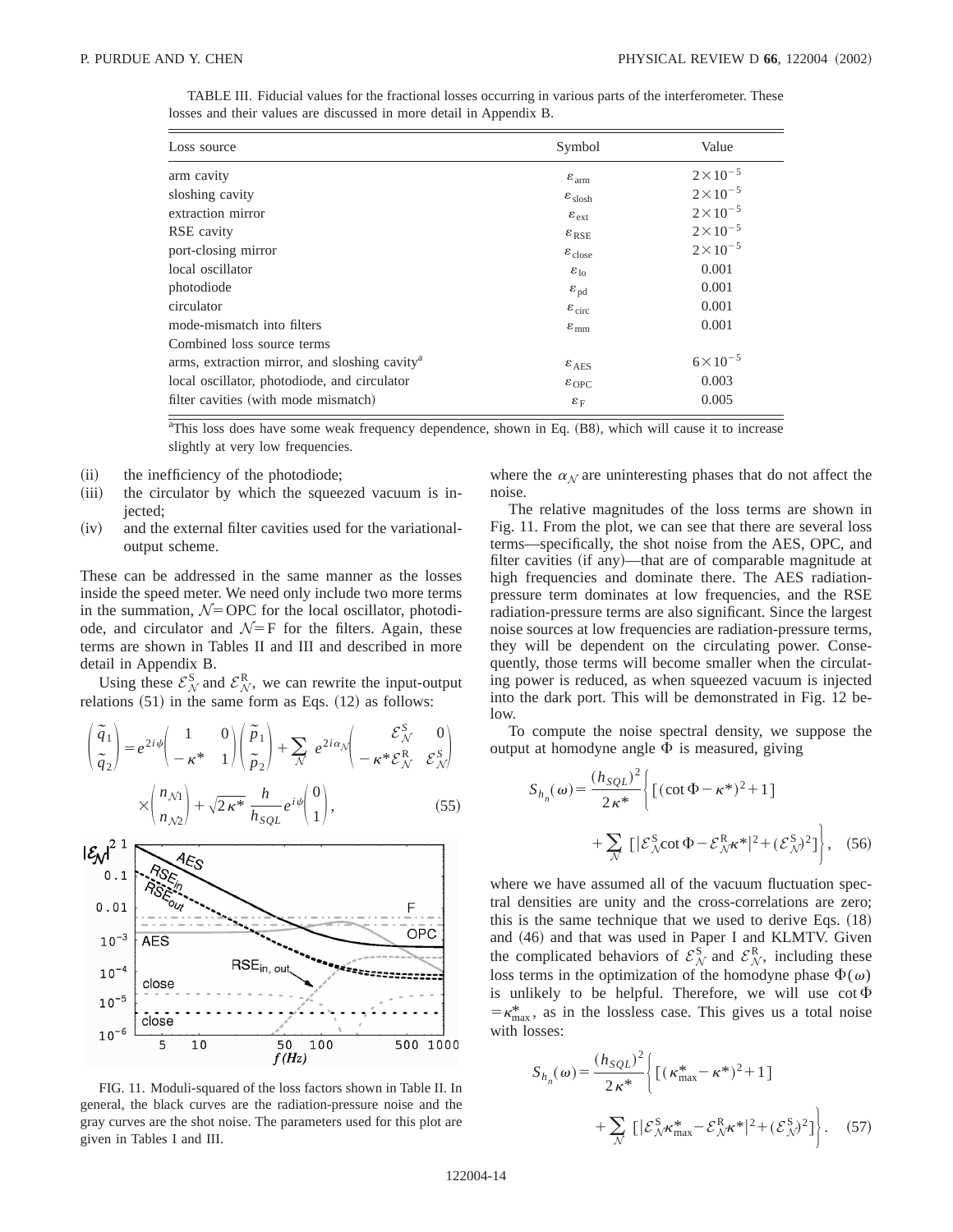TABLE III. Fiducial values for the fractional losses occurring in various parts of the interferometer. These losses and their values are discussed in more detail in Appendix B.

| Loss source | Symbol | Value |
|---|---|---|
| arm cavity | $\varepsilon_{\rm arm}$ | $2\times10^{-5}$ |
| sloshing cavity | $\varepsilon_{\rm slosh}$ | $2\times10^{-5}$ |
| extraction mirror | $\varepsilon_{\rm ext}$ | $2\times10^{-5}$ |
| RSE cavity | $\varepsilon_{\rm RSE}$ | $2\times10^{-5}$ |
| port-closing mirror | $\varepsilon_{\rm close}$ | $2\times10^{-5}$ |
| local oscillator | $\varepsilon_{\rm lo}$ | 0.001 |
| photodiode | $\varepsilon_{\rm pd}$ | 0.001 |
| circulator | $\varepsilon_{\rm circ}$ | 0.001 |
| mode-mismatch into filters | $\varepsilon_{\rm mm}$ | 0.001 |
| Combined loss source terms | | |
| arms, extraction mirror, and sloshing cavity[a] | $\varepsilon_{\rm AES}$ | $6\times10^{-5}$ |
| local oscillator, photodiode, and circulator | $\varepsilon_{\rm OPC}$ | 0.003 |
| filter cavities (with mode mismatch) | $\varepsilon_{\rm F}$ | 0.005 |

[a]This loss does have some weak frequency dependence, shown in Eq. (B8), which will cause it to increase slightly at very low frequencies.

(ii) the inefficiency of the photodiode;

(iii) the circulator by which the squeezed vacuum is injected;

(iv) and the external filter cavities used for the variational-output scheme.

These can be addressed in the same manner as the losses inside the speed meter. We need only include two more terms in the summation, $\mathcal{N}=$OPC for the local oscillator, photodiode, and circulator and $\mathcal{N}=$F for the filters. Again, these terms are shown in Tables II and III and described in more detail in Appendix B.

Using these $\mathcal{E}^{\rm S}_{\mathcal{N}}$ and $\mathcal{E}^{\rm R}_{\mathcal{N}}$, we can rewrite the input-output relations (51) in the same form as Eqs. (12) as follows:

$$\begin{pmatrix}\tilde{q}_1\\ \tilde{q}_2\end{pmatrix}=e^{2i\psi}\begin{pmatrix}1 & 0\\ -\kappa^* & 1\end{pmatrix}\begin{pmatrix}\tilde{p}_1\\ \tilde{p}_2\end{pmatrix}+\sum_{\mathcal{N}} e^{2i\alpha_{\mathcal{N}}}\begin{pmatrix}\mathcal{E}^{\rm S}_{\mathcal{N}} & 0\\ -\kappa^*\mathcal{E}^{\rm R}_{\mathcal{N}} & \mathcal{E}^{\rm S}_{\mathcal{N}}\end{pmatrix}\times\begin{pmatrix}n_{\mathcal{N}1}\\ n_{\mathcal{N}2}\end{pmatrix}+\sqrt{2\kappa^*}\,\frac{h}{h_{SQL}}e^{i\psi}\begin{pmatrix}0\\ 1\end{pmatrix},\tag{55}$$

where the $\alpha_{\mathcal{N}}$ are uninteresting phases that do not affect the noise.

The relative magnitudes of the loss terms are shown in Fig. 11. From the plot, we can see that there are several loss terms—specifically, the shot noise from the AES, OPC, and filter cavities (if any)—that are of comparable magnitude at high frequencies and dominate there. The AES radiation-pressure term dominates at low frequencies, and the RSE radiation-pressure terms are also significant. Since the largest noise sources at low frequencies are radiation-pressure terms, they will be dependent on the circulating power. Consequently, those terms will become smaller when the circulating power is reduced, as when squeezed vacuum is injected into the dark port. This will be demonstrated in Fig. 12 below.

FIG. 11. Moduli-squared of the loss factors shown in Table II. In general, the black curves are the radiation-pressure noise and the gray curves are the shot noise. The parameters used for this plot are given in Tables I and III.

To compute the noise spectral density, we suppose the output at homodyne angle $\Phi$ is measured, giving

$$S_{h_n}(\omega)=\frac{(h_{SQL})^2}{2\kappa^*}\Bigg\{[(\cot\Phi-\kappa^*)^2+1]+\sum_{\mathcal{N}}[|\mathcal{E}^{\rm S}_{\mathcal{N}}\cot\Phi-\mathcal{E}^{\rm R}_{\mathcal{N}}\kappa^*|^2+(\mathcal{E}^{\rm S}_{\mathcal{N}})^2]\Bigg\},\tag{56}$$

where we have assumed all of the vacuum fluctuation spectral densities are unity and the cross-correlations are zero; this is the same technique that we used to derive Eqs. (18) and (46) and that was used in Paper I and KLMTV. Given the complicated behaviors of $\mathcal{E}^{\rm S}_{\mathcal{N}}$ and $\mathcal{E}^{\rm R}_{\mathcal{N}}$, including these loss terms in the optimization of the homodyne phase $\Phi(\omega)$ is unlikely to be helpful. Therefore, we will use $\cot\Phi=\kappa^*_{\rm max}$, as in the lossless case. This gives us a total noise with losses:

$$S_{h_n}(\omega)=\frac{(h_{SQL})^2}{2\kappa^*}\Bigg\{[(\kappa^*_{\rm max}-\kappa^*)^2+1]+\sum_{\mathcal{N}}[|\mathcal{E}^{\rm S}_{\mathcal{N}}\kappa^*_{\rm max}-\mathcal{E}^{\rm R}_{\mathcal{N}}\kappa^*|^2+(\mathcal{E}^{\rm S}_{\mathcal{N}})^2]\Bigg\}.\tag{57}$$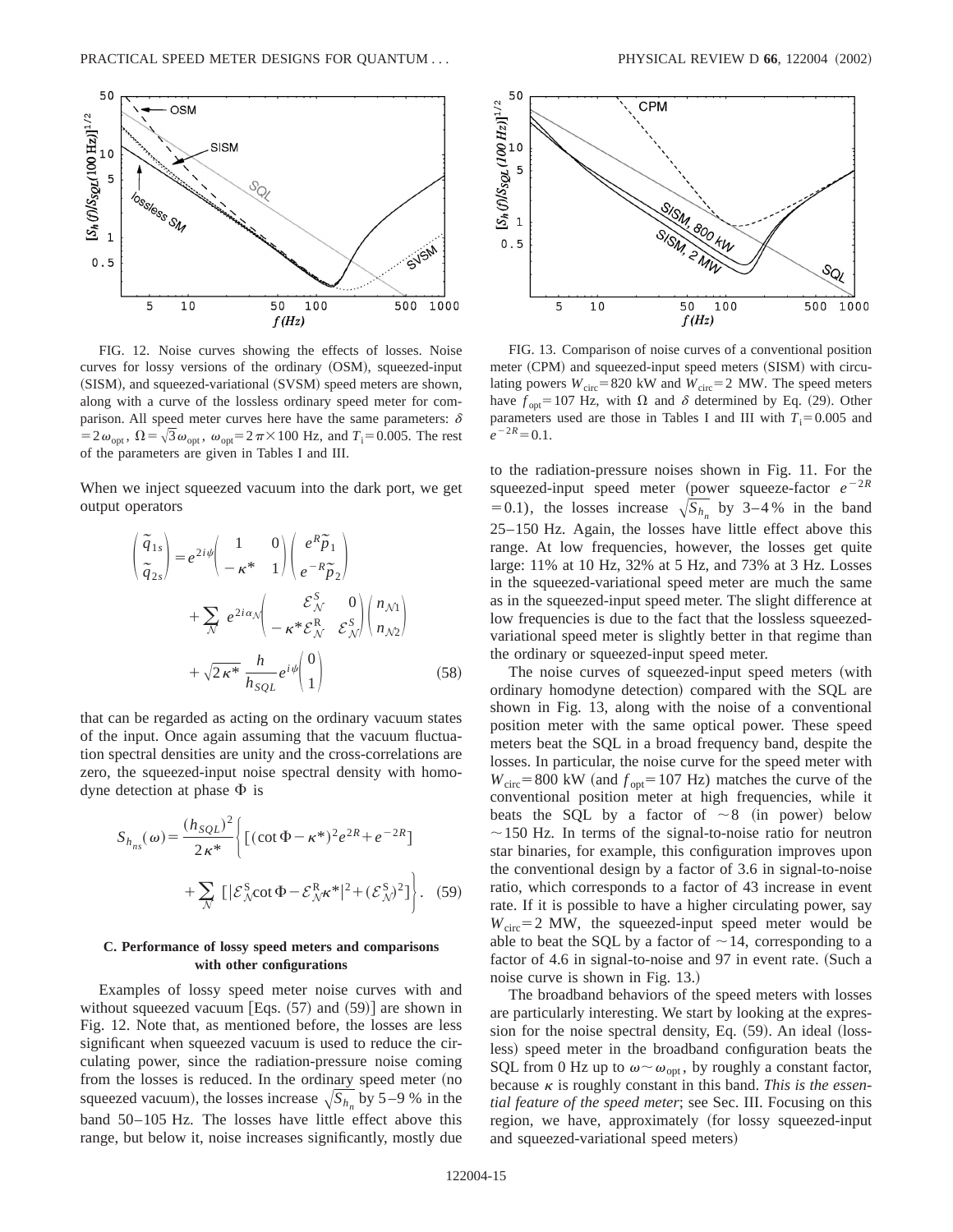FIG. 12. Noise curves showing the effects of losses. Noise curves for lossy versions of the ordinary (OSM), squeezed-input (SISM), and squeezed-variational (SVSM) speed meters are shown, along with a curve of the lossless ordinary speed meter for comparison. All speed meter curves here have the same parameters: $\delta = 2\omega_{\rm opt}$, $\Omega = \sqrt{3}\omega_{\rm opt}$, $\omega_{\rm opt} = 2\pi \times 100$ Hz, and $T_{\rm i} = 0.005$. The rest of the parameters are given in Tables I and III.

FIG. 13. Comparison of noise curves of a conventional position meter (CPM) and squeezed-input speed meters (SISM) with circulating powers $W_{\rm circ} = 820$ kW and $W_{\rm circ} = 2$ MW. The speed meters have $f_{\rm opt} = 107$ Hz, with $\Omega$ and $\delta$ determined by Eq. (29). Other parameters used are those in Tables I and III with $T_{\rm i} = 0.005$ and $e^{-2R} = 0.1$.

When we inject squeezed vacuum into the dark port, we get output operators

$$\begin{pmatrix} \tilde{q}_{1s} \\ \tilde{q}_{2s} \end{pmatrix} = e^{2i\psi} \begin{pmatrix} 1 & 0 \\ -\kappa^* & 1 \end{pmatrix} \begin{pmatrix} e^{R}\tilde{p}_1 \\ e^{-R}\tilde{p}_2 \end{pmatrix} + \sum_{\mathcal{N}} e^{2i\alpha_{\mathcal{N}}} \begin{pmatrix} \mathcal{E}^{S}_{\mathcal{N}} & 0 \\ -\kappa^* \mathcal{E}^{R}_{\mathcal{N}} & \mathcal{E}^{S}_{\mathcal{N}} \end{pmatrix} \begin{pmatrix} n_{\mathcal{N}1} \\ n_{\mathcal{N}2} \end{pmatrix} + \sqrt{2\kappa^*}\, \frac{h}{h_{SQL}} e^{i\psi} \begin{pmatrix} 0 \\ 1 \end{pmatrix} \tag{58}$$

that can be regarded as acting on the ordinary vacuum states of the input. Once again assuming that the vacuum fluctuation spectral densities are unity and the cross-correlations are zero, the squeezed-input noise spectral density with homodyne detection at phase $\Phi$ is

$$S_{h_{ns}}(\omega) = \frac{(h_{SQL})^2}{2\kappa^*} \Bigg\{ [(\cot\Phi - \kappa^*)^2 e^{2R} + e^{-2R}] + \sum_{\mathcal{N}} [|\mathcal{E}^{S}_{\mathcal{N}} \cot\Phi - \mathcal{E}^{R}_{\mathcal{N}} \kappa^*|^2 + (\mathcal{E}^{S}_{\mathcal{N}})^2] \Bigg\}. \tag{59}$$

### C. Performance of lossy speed meters and comparisons with other configurations

Examples of lossy speed meter noise curves with and without squeezed vacuum [Eqs. (57) and (59)] are shown in Fig. 12. Note that, as mentioned before, the losses are less significant when squeezed vacuum is used to reduce the circulating power, since the radiation-pressure noise coming from the losses is reduced. In the ordinary speed meter (no squeezed vacuum), the losses increase $\sqrt{S_{h_n}}$ by 5–9 % in the band 50–105 Hz. The losses have little effect above this range, but below it, noise increases significantly, mostly due to the radiation-pressure noises shown in Fig. 11. For the squeezed-input speed meter (power squeeze-factor $e^{-2R} = 0.1$), the losses increase $\sqrt{S_{h_n}}$ by 3–4 % in the band 25–150 Hz. Again, the losses have little effect above this range. At low frequencies, however, the losses get quite large: 11% at 10 Hz, 32% at 5 Hz, and 73% at 3 Hz. Losses in the squeezed-variational speed meter are much the same as in the squeezed-input speed meter. The slight difference at low frequencies is due to the fact that the lossless squeezed-variational speed meter is slightly better in that regime than the ordinary or squeezed-input speed meter.

The noise curves of squeezed-input speed meters (with ordinary homodyne detection) compared with the SQL are shown in Fig. 13, along with the noise of a conventional position meter with the same optical power. These speed meters beat the SQL in a broad frequency band, despite the losses. In particular, the noise curve for the speed meter with $W_{\rm circ} = 800$ kW (and $f_{\rm opt} = 107$ Hz) matches the curve of the conventional position meter at high frequencies, while it beats the SQL by a factor of $\sim 8$ (in power) below $\sim 150$ Hz. In terms of the signal-to-noise ratio for neutron star binaries, for example, this configuration improves upon the conventional design by a factor of 3.6 in signal-to-noise ratio, which corresponds to a factor of 43 increase in event rate. If it is possible to have a higher circulating power, say $W_{\rm circ} = 2$ MW, the squeezed-input speed meter would be able to beat the SQL by a factor of $\sim 14$, corresponding to a factor of 4.6 in signal-to-noise and 97 in event rate. (Such a noise curve is shown in Fig. 13.)

The broadband behaviors of the speed meters with losses are particularly interesting. We start by looking at the expression for the noise spectral density, Eq. (59). An ideal (lossless) speed meter in the broadband configuration beats the SQL from 0 Hz up to $\omega \sim \omega_{\rm opt}$, by roughly a constant factor, because $\kappa$ is roughly constant in this band. *This is the essential feature of the speed meter*; see Sec. III. Focusing on this region, we have, approximately (for lossy squeezed-input and squeezed-variational speed meters)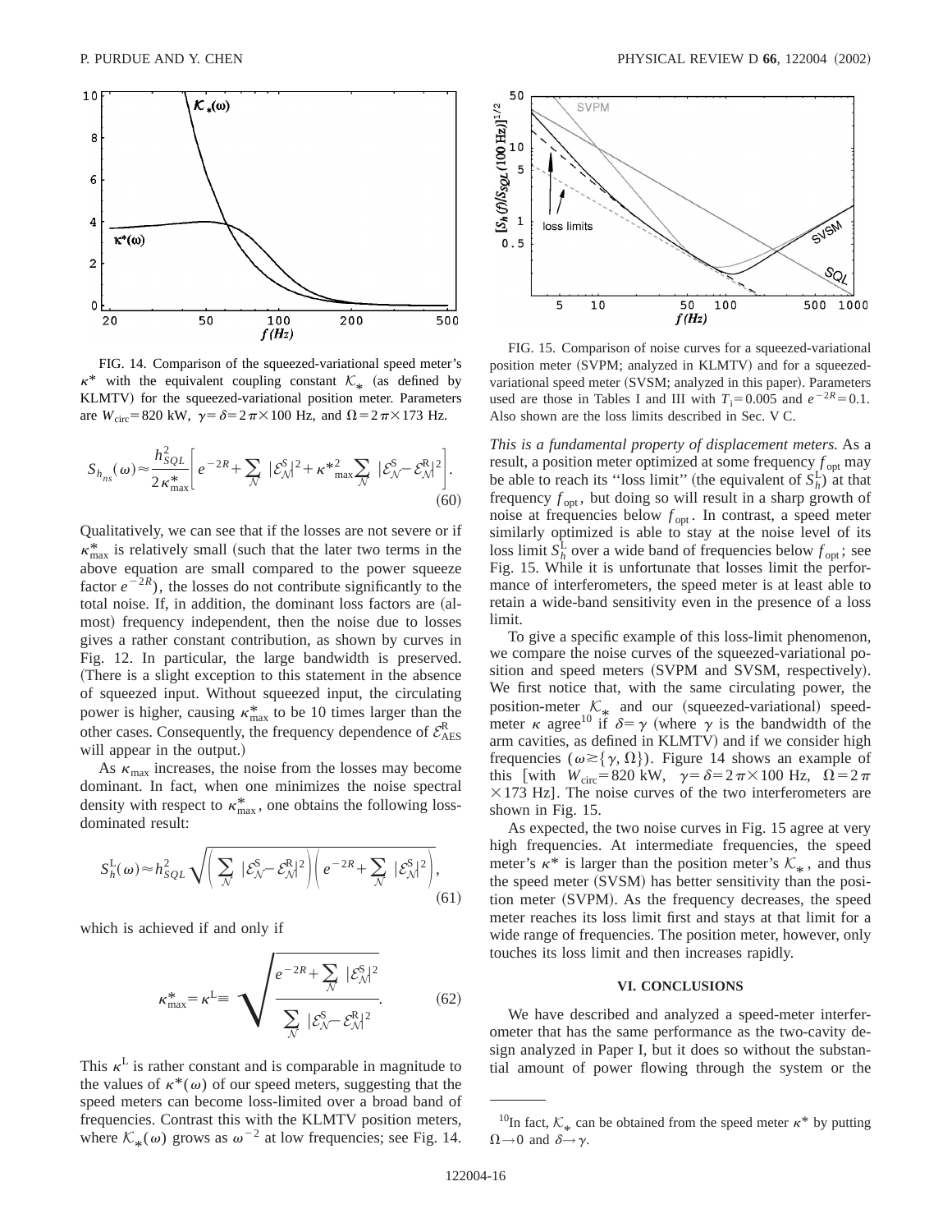FIG. 14. Comparison of the squeezed-variational speed meter's $\kappa^*$ with the equivalent coupling constant $\mathcal{K}_*$ (as defined by KLMTV) for the squeezed-variational position meter. Parameters are $W_{\rm circ}=820$ kW, $\gamma=\delta=2\pi\times 100$ Hz, and $\Omega=2\pi\times 173$ Hz.

$$S_{h_{ns}}(\omega)\approx\frac{h_{SQL}^2}{2\kappa_{\max}^*}\left[e^{-2R}+\sum_{\mathcal{N}}|\mathcal{E}_{\mathcal{N}}^{\rm S}|^2+\kappa^{*2}_{\max}\sum_{\mathcal{N}}|\mathcal{E}_{\mathcal{N}}^{\rm S}-\mathcal{E}_{\mathcal{N}}^{\rm R}|^2\right]. \tag{60}$$

Qualitatively, we can see that if the losses are not severe or if $\kappa^*_{\max}$ is relatively small (such that the later two terms in the above equation are small compared to the power squeeze factor $e^{-2R}$), the losses do not contribute significantly to the total noise. If, in addition, the dominant loss factors are (almost) frequency independent, then the noise due to losses gives a rather constant contribution, as shown by curves in Fig. 12. In particular, the large bandwidth is preserved. (There is a slight exception to this statement in the absence of squeezed input. Without squeezed input, the circulating power is higher, causing $\kappa^*_{\max}$ to be 10 times larger than the other cases. Consequently, the frequency dependence of $\mathcal{E}^{\rm R}_{\rm AES}$ will appear in the output.)

As $\kappa_{\max}$ increases, the noise from the losses may become dominant. In fact, when one minimizes the noise spectral density with respect to $\kappa^*_{\max}$, one obtains the following loss-dominated result:

$$S_h^{\rm L}(\omega)\approx h_{SQL}^2\sqrt{\left(\sum_{\mathcal{N}}|\mathcal{E}_{\mathcal{N}}^{\rm S}-\mathcal{E}_{\mathcal{N}}^{\rm R}|^2\right)\left(e^{-2R}+\sum_{\mathcal{N}}|\mathcal{E}_{\mathcal{N}}^{\rm S}|^2\right)}, \tag{61}$$

which is achieved if and only if

$$\kappa^*_{\max}=\kappa^{\rm L}\equiv\sqrt{\frac{e^{-2R}+\sum_{\mathcal{N}}|\mathcal{E}_{\mathcal{N}}^{\rm S}|^2}{\sum_{\mathcal{N}}|\mathcal{E}_{\mathcal{N}}^{\rm S}-\mathcal{E}_{\mathcal{N}}^{\rm R}|^2}}. \tag{62}$$

This $\kappa^{\rm L}$ is rather constant and is comparable in magnitude to the values of $\kappa^*(\omega)$ of our speed meters, suggesting that the speed meters can become loss-limited over a broad band of frequencies. Contrast this with the KLMTV position meters, where $\mathcal{K}_*(\omega)$ grows as $\omega^{-2}$ at low frequencies; see Fig. 14.

FIG. 15. Comparison of noise curves for a squeezed-variational position meter (SVPM; analyzed in KLMTV) and for a squeezed-variational speed meter (SVSM; analyzed in this paper). Parameters used are those in Tables I and III with $T_{\rm i}=0.005$ and $e^{-2R}=0.1$. Also shown are the loss limits described in Sec. V C.

*This is a fundamental property of displacement meters*. As a result, a position meter optimized at some frequency $f_{\rm opt}$ may be able to reach its "loss limit" (the equivalent of $S_h^{\rm L}$) at that frequency $f_{\rm opt}$, but doing so will result in a sharp growth of noise at frequencies below $f_{\rm opt}$. In contrast, a speed meter similarly optimized is able to stay at the noise level of its loss limit $S_h^{\rm L}$ over a wide band of frequencies below $f_{\rm opt}$; see Fig. 15. While it is unfortunate that losses limit the performance of interferometers, the speed meter is at least able to retain a wide-band sensitivity even in the presence of a loss limit.

To give a specific example of this loss-limit phenomenon, we compare the noise curves of the squeezed-variational position and speed meters (SVPM and SVSM, respectively). We first notice that, with the same circulating power, the position-meter $\mathcal{K}_*$ and our (squeezed-variational) speed-meter $\kappa$ agree[10] if $\delta=\gamma$ (where $\gamma$ is the bandwidth of the arm cavities, as defined in KLMTV) and if we consider high frequencies ($\omega\gtrsim\{\gamma,\Omega\}$). Figure 14 shows an example of this [with $W_{\rm circ}=820$ kW, $\gamma=\delta=2\pi\times 100$ Hz, $\Omega=2\pi\times 173$ Hz]. The noise curves of the two interferometers are shown in Fig. 15.

As expected, the two noise curves in Fig. 15 agree at very high frequencies. At intermediate frequencies, the speed meter's $\kappa^*$ is larger than the position meter's $\mathcal{K}_*$, and thus the speed meter (SVSM) has better sensitivity than the position meter (SVPM). As the frequency decreases, the speed meter reaches its loss limit first and stays at that limit for a wide range of frequencies. The position meter, however, only touches its loss limit and then increases rapidly.

## VI. CONCLUSIONS

We have described and analyzed a speed-meter interferometer that has the same performance as the two-cavity design analyzed in Paper I, but it does so without the substantial amount of power flowing through the system or the

[10] In fact, $\mathcal{K}_*$ can be obtained from the speed meter $\kappa^*$ by putting $\Omega\to 0$ and $\delta\to\gamma$.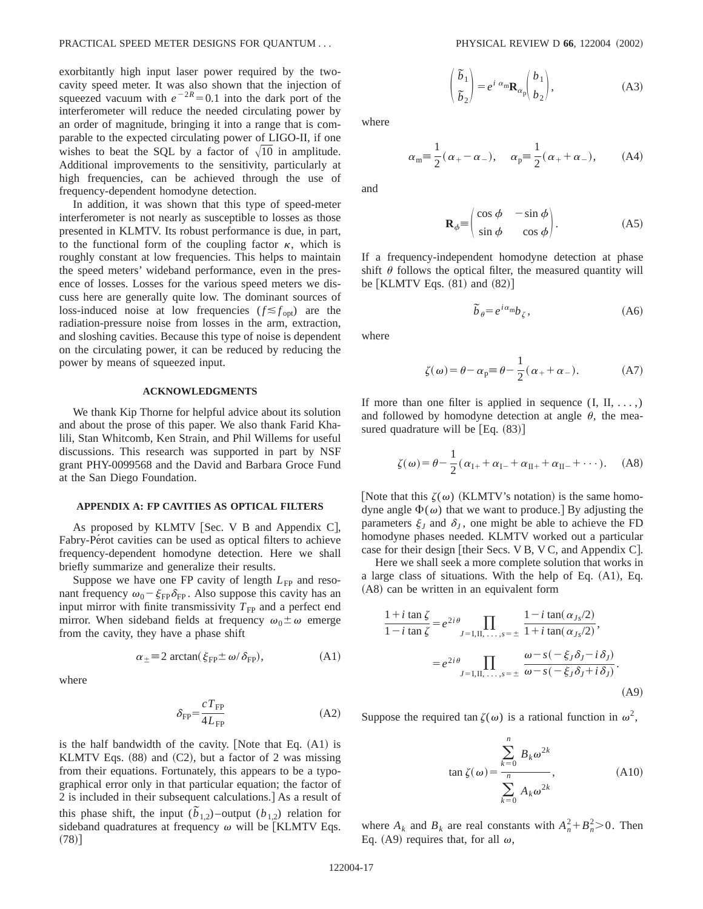exorbitantly high input laser power required by the two-cavity speed meter. It was also shown that the injection of squeezed vacuum with $e^{-2R}=0.1$ into the dark port of the interferometer will reduce the needed circulating power by an order of magnitude, bringing it into a range that is comparable to the expected circulating power of LIGO-II, if one wishes to beat the SQL by a factor of $\sqrt{10}$ in amplitude. Additional improvements to the sensitivity, particularly at high frequencies, can be achieved through the use of frequency-dependent homodyne detection.

In addition, it was shown that this type of speed-meter interferometer is not nearly as susceptible to losses as those presented in KLMTV. Its robust performance is due, in part, to the functional form of the coupling factor $\kappa$, which is roughly constant at low frequencies. This helps to maintain the speed meters' wideband performance, even in the presence of losses. Losses for the various speed meters we discuss here are generally quite low. The dominant sources of loss-induced noise at low frequencies ($f \lesssim f_{\rm opt}$) are the radiation-pressure noise from losses in the arm, extraction, and sloshing cavities. Because this type of noise is dependent on the circulating power, it can be reduced by reducing the power by means of squeezed input.

## ACKNOWLEDGMENTS

We thank Kip Thorne for helpful advice about its solution and about the prose of this paper. We also thank Farid Khalili, Stan Whitcomb, Ken Strain, and Phil Willems for useful discussions. This research was supported in part by NSF grant PHY-0099568 and the David and Barbara Groce Fund at the San Diego Foundation.

## APPENDIX A: FP CAVITIES AS OPTICAL FILTERS

As proposed by KLMTV [Sec. V B and Appendix C], Fabry-Pérot cavities can be used as optical filters to achieve frequency-dependent homodyne detection. Here we shall briefly summarize and generalize their results.

Suppose we have one FP cavity of length $L_{\rm FP}$ and resonant frequency $\omega_0 - \xi_{\rm FP}\delta_{\rm FP}$. Also suppose this cavity has an input mirror with finite transmissivity $T_{\rm FP}$ and a perfect end mirror. When sideband fields at frequency $\omega_0 \pm \omega$ emerge from the cavity, they have a phase shift

$$\alpha_{\pm} \equiv 2\arctan(\xi_{\rm FP} \pm \omega/\delta_{\rm FP}), \tag{A1}$$

where

$$\delta_{\rm FP} = \frac{cT_{\rm FP}}{4L_{\rm FP}} \tag{A2}$$

is the half bandwidth of the cavity. [Note that Eq. (A1) is KLMTV Eqs. (88) and (C2), but a factor of 2 was missing from their equations. Fortunately, this appears to be a typographical error only in that particular equation; the factor of 2 is included in their subsequent calculations.] As a result of this phase shift, the input ($\tilde{b}_{1,2}$)–output ($b_{1,2}$) relation for sideband quadratures at frequency $\omega$ will be [KLMTV Eqs. (78)]

$$\begin{pmatrix} \tilde{b}_1 \\ \tilde{b}_2 \end{pmatrix} = e^{i\,\alpha_{\rm m}} \mathbf{R}_{\alpha_{\rm p}} \begin{pmatrix} b_1 \\ b_2 \end{pmatrix}, \tag{A3}$$

where

$$\alpha_{\rm m} \equiv \frac{1}{2}(\alpha_+ - \alpha_-), \quad \alpha_{\rm p} \equiv \frac{1}{2}(\alpha_+ + \alpha_-), \tag{A4}$$

and

$$\mathbf{R}_{\phi} \equiv \begin{pmatrix} \cos\phi & -\sin\phi \\ \sin\phi & \cos\phi \end{pmatrix}. \tag{A5}$$

If a frequency-independent homodyne detection at phase shift $\theta$ follows the optical filter, the measured quantity will be [KLMTV Eqs. (81) and (82)]

$$\tilde{b}_{\theta} = e^{i\alpha_{\rm m}} b_{\zeta}, \tag{A6}$$

where

$$\zeta(\omega) = \theta - \alpha_{\rm p} \equiv \theta - \frac{1}{2}(\alpha_+ + \alpha_-). \tag{A7}$$

If more than one filter is applied in sequence (I, II, . . . ,) and followed by homodyne detection at angle $\theta$, the measured quadrature will be [Eq. (83)]

$$\zeta(\omega) = \theta - \frac{1}{2}(\alpha_{\rm I+} + \alpha_{\rm I-} + \alpha_{\rm II+} + \alpha_{\rm II-} + \cdots). \tag{A8}$$

[Note that this $\zeta(\omega)$ (KLMTV's notation) is the same homodyne angle $\Phi(\omega)$ that we want to produce.] By adjusting the parameters $\xi_J$ and $\delta_J$, one might be able to achieve the FD homodyne phases needed. KLMTV worked out a particular case for their design [their Secs. V B, V C, and Appendix C].

Here we shall seek a more complete solution that works in a large class of situations. With the help of Eq. (A1), Eq. (A8) can be written in an equivalent form

$$\begin{aligned}
\frac{1+i\tan\zeta}{1-i\tan\zeta} &= e^{2i\theta} \prod_{J={\rm I,II},\ldots,s=\pm} \frac{1-i\tan(\alpha_{Js}/2)}{1+i\tan(\alpha_{Js}/2)}, \\
&= e^{2i\theta} \prod_{J={\rm I,II},\ldots,s=\pm} \frac{\omega - s(-\xi_J\delta_J - i\delta_J)}{\omega - s(-\xi_J\delta_J + i\delta_J)}.
\end{aligned} \tag{A9}$$

Suppose the required $\tan\zeta(\omega)$ is a rational function in $\omega^2$,

$$\tan\zeta(\omega) = \frac{\sum_{k=0}^{n} B_k \omega^{2k}}{\sum_{k=0}^{n} A_k \omega^{2k}}, \tag{A10}$$

where $A_k$ and $B_k$ are real constants with $A_n^2 + B_n^2 > 0$. Then Eq. (A9) requires that, for all $\omega$,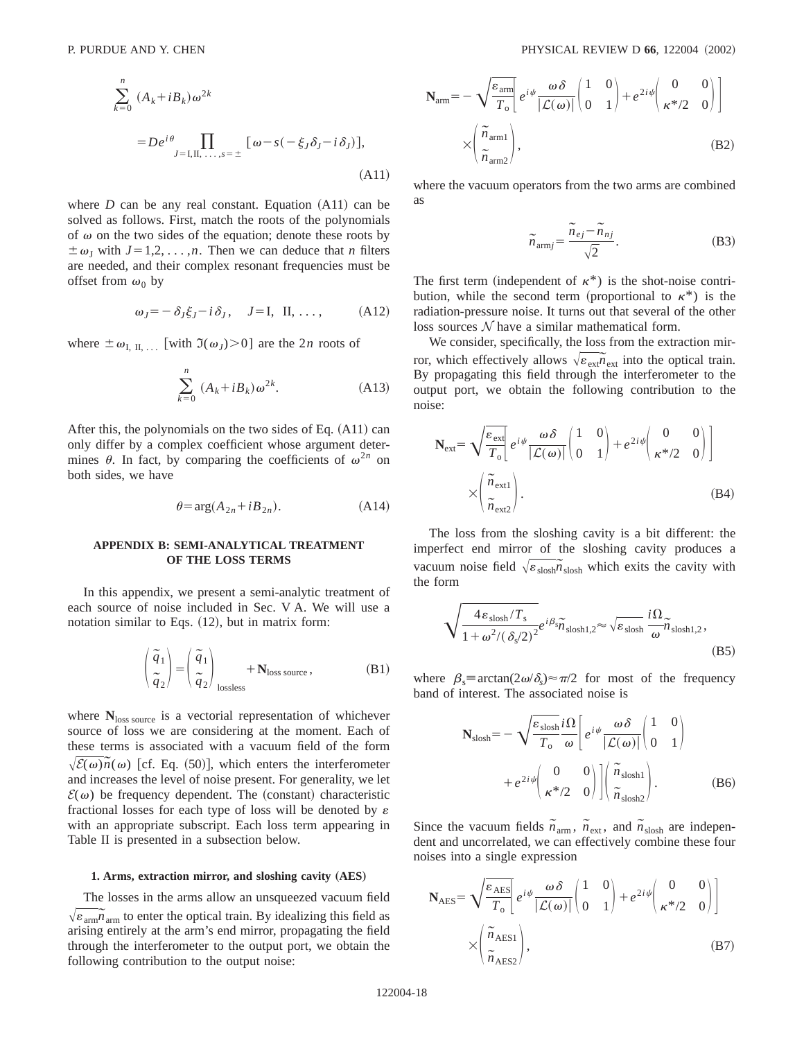$$\sum_{k=0}^{n}(A_k+iB_k)\omega^{2k}$$

$$=De^{i\theta}\prod_{J=\mathrm{I},\mathrm{II},\ldots,s=\pm}[\omega-s(-\xi_J\delta_J-i\delta_J)], \tag{A11}$$

where $D$ can be any real constant. Equation (A11) can be solved as follows. First, match the roots of the polynomials of $\omega$ on the two sides of the equation; denote these roots by $\pm\omega_J$ with $J=1,2,\ldots,n$. Then we can deduce that $n$ filters are needed, and their complex resonant frequencies must be offset from $\omega_0$ by

$$\omega_J=-\delta_J\xi_J-i\delta_J, \quad J=\mathrm{I},\ \mathrm{II},\ldots, \tag{A12}$$

where $\pm\omega_{\mathrm{I,\ II},\ldots}$ [with $\Im(\omega_J)>0$] are the $2n$ roots of

$$\sum_{k=0}^{n}(A_k+iB_k)\omega^{2k}. \tag{A13}$$

After this, the polynomials on the two sides of Eq. (A11) can only differ by a complex coefficient whose argument determines $\theta$. In fact, by comparing the coefficients of $\omega^{2n}$ on both sides, we have

$$\theta=\arg(A_{2n}+iB_{2n}). \tag{A14}$$

## APPENDIX B: SEMI-ANALYTICAL TREATMENT OF THE LOSS TERMS

In this appendix, we present a semi-analytic treatment of each source of noise included in Sec. V A. We will use a notation similar to Eqs. (12), but in matrix form:

$$\begin{pmatrix}\tilde{q}_1\\ \tilde{q}_2\end{pmatrix}=\begin{pmatrix}\tilde{q}_1\\ \tilde{q}_2\end{pmatrix}_{\mathrm{lossless}}+\mathbf{N}_{\mathrm{loss\ source}}, \tag{B1}$$

where $\mathbf{N}_{\mathrm{loss\ source}}$ is a vectorial representation of whichever source of loss we are considering at the moment. Each of these terms is associated with a vacuum field of the form $\sqrt{\mathcal{E}(\omega)}\tilde{n}(\omega)$ [cf. Eq. (50)], which enters the interferometer and increases the level of noise present. For generality, we let $\mathcal{E}(\omega)$ be frequency dependent. The (constant) characteristic fractional losses for each type of loss will be denoted by $\varepsilon$ with an appropriate subscript. Each loss term appearing in Table II is presented in a subsection below.

### 1. Arms, extraction mirror, and sloshing cavity (AES)

The losses in the arms allow an unsqueezed vacuum field $\sqrt{\varepsilon_{\mathrm{arm}}}\tilde{n}_{\mathrm{arm}}$ to enter the optical train. By idealizing this field as arising entirely at the arm's end mirror, propagating the field through the interferometer to the output port, we obtain the following contribution to the output noise:

$$\mathbf{N}_{\mathrm{arm}}=-\sqrt{\frac{\varepsilon_{\mathrm{arm}}}{T_{\mathrm{o}}}}\left[e^{i\psi}\frac{\omega\delta}{|\mathcal{L}(\omega)|}\begin{pmatrix}1&0\\0&1\end{pmatrix}+e^{2i\psi}\begin{pmatrix}0&0\\ \kappa^*/2&0\end{pmatrix}\right]\times\begin{pmatrix}\tilde{n}_{\mathrm{arm}1}\\ \tilde{n}_{\mathrm{arm}2}\end{pmatrix}, \tag{B2}$$

where the vacuum operators from the two arms are combined as

$$\tilde{n}_{\mathrm{arm}j}=\frac{\tilde{n}_{ej}-\tilde{n}_{nj}}{\sqrt{2}}. \tag{B3}$$

The first term (independent of $\kappa^*$) is the shot-noise contribution, while the second term (proportional to $\kappa^*$) is the radiation-pressure noise. It turns out that several of the other loss sources $\mathcal{N}$ have a similar mathematical form.

We consider, specifically, the loss from the extraction mirror, which effectively allows $\sqrt{\varepsilon_{\mathrm{ext}}}\tilde{n}_{\mathrm{ext}}$ into the optical train. By propagating this field through the interferometer to the output port, we obtain the following contribution to the noise:

$$\mathbf{N}_{\mathrm{ext}}=\sqrt{\frac{\varepsilon_{\mathrm{ext}}}{T_{\mathrm{o}}}}\left[e^{i\psi}\frac{\omega\delta}{|\mathcal{L}(\omega)|}\begin{pmatrix}1&0\\0&1\end{pmatrix}+e^{2i\psi}\begin{pmatrix}0&0\\ \kappa^*/2&0\end{pmatrix}\right]\times\begin{pmatrix}\tilde{n}_{\mathrm{ext}1}\\ \tilde{n}_{\mathrm{ext}2}\end{pmatrix}. \tag{B4}$$

The loss from the sloshing cavity is a bit different: the imperfect end mirror of the sloshing cavity produces a vacuum noise field $\sqrt{\varepsilon_{\mathrm{slosh}}}\tilde{n}_{\mathrm{slosh}}$ which exits the cavity with the form

$$\sqrt{\frac{4\varepsilon_{\mathrm{slosh}}/T_{\mathrm{s}}}{1+\omega^2/(\delta_{\mathrm{s}}/2)^2}}e^{i\beta_{\mathrm{s}}}\tilde{n}_{\mathrm{slosh}1,2}\approx\sqrt{\varepsilon_{\mathrm{slosh}}}\frac{i\Omega}{\omega}\tilde{n}_{\mathrm{slosh}1,2}, \tag{B5}$$

where $\beta_{\mathrm{s}}\equiv\arctan(2\omega/\delta_{\mathrm{s}})\approx\pi/2$ for most of the frequency band of interest. The associated noise is

$$\mathbf{N}_{\mathrm{slosh}}=-\sqrt{\frac{\varepsilon_{\mathrm{slosh}}}{T_{\mathrm{o}}}}\frac{i\Omega}{\omega}\left[e^{i\psi}\frac{\omega\delta}{|\mathcal{L}(\omega)|}\begin{pmatrix}1&0\\0&1\end{pmatrix}+e^{2i\psi}\begin{pmatrix}0&0\\ \kappa^*/2&0\end{pmatrix}\right]\begin{pmatrix}\tilde{n}_{\mathrm{slosh}1}\\ \tilde{n}_{\mathrm{slosh}2}\end{pmatrix}. \tag{B6}$$

Since the vacuum fields $\tilde{n}_{\mathrm{arm}}$, $\tilde{n}_{\mathrm{ext}}$, and $\tilde{n}_{\mathrm{slosh}}$ are independent and uncorrelated, we can effectively combine these four noises into a single expression

$$\mathbf{N}_{\mathrm{AES}}=\sqrt{\frac{\varepsilon_{\mathrm{AES}}}{T_{\mathrm{o}}}}\left[e^{i\psi}\frac{\omega\delta}{|\mathcal{L}(\omega)|}\begin{pmatrix}1&0\\0&1\end{pmatrix}+e^{2i\psi}\begin{pmatrix}0&0\\ \kappa^*/2&0\end{pmatrix}\right]\times\begin{pmatrix}\tilde{n}_{\mathrm{AES}1}\\ \tilde{n}_{\mathrm{AES}2}\end{pmatrix}, \tag{B7}$$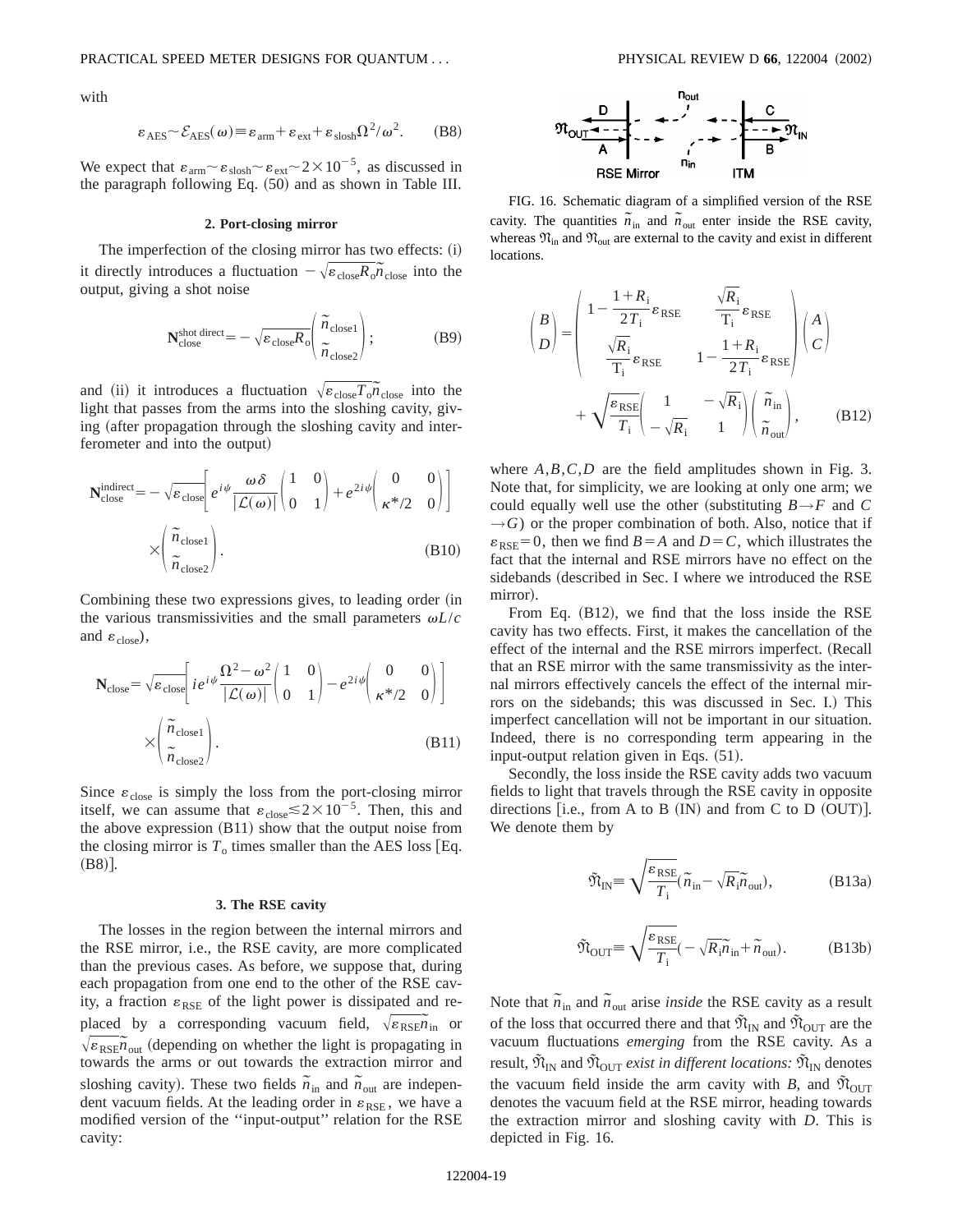with

$$\varepsilon_{\rm AES} \sim \mathcal{E}_{\rm AES}(\omega) \equiv \varepsilon_{\rm arm} + \varepsilon_{\rm ext} + \varepsilon_{\rm slosh}\Omega^2/\omega^2. \tag{B8}$$

We expect that $\varepsilon_{\rm arm} \sim \varepsilon_{\rm slosh} \sim \varepsilon_{\rm ext} \sim 2\times 10^{-5}$, as discussed in the paragraph following Eq. (50) and as shown in Table III.

### 2. Port-closing mirror

The imperfection of the closing mirror has two effects: (i) it directly introduces a fluctuation $-\sqrt{\varepsilon_{\rm close}R_{\rm o}}\tilde{n}_{\rm close}$ into the output, giving a shot noise

$$\mathbf{N}_{\rm close}^{\rm shot\ direct} = -\sqrt{\varepsilon_{\rm close}R_{\rm o}}\begin{pmatrix}\tilde{n}_{\rm close1}\\ \tilde{n}_{\rm close2}\end{pmatrix}; \tag{B9}$$

and (ii) it introduces a fluctuation $\sqrt{\varepsilon_{\rm close}T_{\rm o}}\tilde{n}_{\rm close}$ into the light that passes from the arms into the sloshing cavity, giving (after propagation through the sloshing cavity and interferometer and into the output)

$$\mathbf{N}_{\rm close}^{\rm indirect} = -\sqrt{\varepsilon_{\rm close}}\left[e^{i\psi}\frac{\omega\delta}{|\mathcal{L}(\omega)|}\begin{pmatrix}1 & 0\\ 0 & 1\end{pmatrix} + e^{2i\psi}\begin{pmatrix}0 & 0\\ \kappa^*/2 & 0\end{pmatrix}\right]\times\begin{pmatrix}\tilde{n}_{\rm close1}\\ \tilde{n}_{\rm close2}\end{pmatrix}. \tag{B10}$$

Combining these two expressions gives, to leading order (in the various transmissivities and the small parameters $\omega L/c$ and $\varepsilon_{\rm close}$),

$$\mathbf{N}_{\rm close} = \sqrt{\varepsilon_{\rm close}}\left[ie^{i\psi}\frac{\Omega^2-\omega^2}{|\mathcal{L}(\omega)|}\begin{pmatrix}1 & 0\\ 0 & 1\end{pmatrix} - e^{2i\psi}\begin{pmatrix}0 & 0\\ \kappa^*/2 & 0\end{pmatrix}\right]\times\begin{pmatrix}\tilde{n}_{\rm close1}\\ \tilde{n}_{\rm close2}\end{pmatrix}. \tag{B11}$$

Since $\varepsilon_{\rm close}$ is simply the loss from the port-closing mirror itself, we can assume that $\varepsilon_{\rm close} \lesssim 2\times 10^{-5}$. Then, this and the above expression (B11) show that the output noise from the closing mirror is $T_{\rm o}$ times smaller than the AES loss [Eq. (B8)].

### 3. The RSE cavity

The losses in the region between the internal mirrors and the RSE mirror, i.e., the RSE cavity, are more complicated than the previous cases. As before, we suppose that, during each propagation from one end to the other of the RSE cavity, a fraction $\varepsilon_{\rm RSE}$ of the light power is dissipated and replaced by a corresponding vacuum field, $\sqrt{\varepsilon_{\rm RSE}}\tilde{n}_{\rm in}$ or $\sqrt{\varepsilon_{\rm RSE}}\tilde{n}_{\rm out}$ (depending on whether the light is propagating in towards the arms or out towards the extraction mirror and sloshing cavity). These two fields $\tilde{n}_{\rm in}$ and $\tilde{n}_{\rm out}$ are independent vacuum fields. At the leading order in $\varepsilon_{\rm RSE}$, we have a modified version of the "input-output" relation for the RSE cavity:

FIG. 16. Schematic diagram of a simplified version of the RSE cavity. The quantities $\tilde{n}_{\rm in}$ and $\tilde{n}_{\rm out}$ enter inside the RSE cavity, whereas $\mathfrak{N}_{\rm in}$ and $\mathfrak{N}_{\rm out}$ are external to the cavity and exist in different locations.

$$\begin{pmatrix}B\\ D\end{pmatrix} = \begin{pmatrix}1-\dfrac{1+R_{\rm i}}{2T_{\rm i}}\varepsilon_{\rm RSE} & \dfrac{\sqrt{R_{\rm i}}}{T_{\rm i}}\varepsilon_{\rm RSE}\\ \dfrac{\sqrt{R_{\rm i}}}{T_{\rm i}}\varepsilon_{\rm RSE} & 1-\dfrac{1+R_{\rm i}}{2T_{\rm i}}\varepsilon_{\rm RSE}\end{pmatrix}\begin{pmatrix}A\\ C\end{pmatrix} + \sqrt{\frac{\varepsilon_{\rm RSE}}{T_{\rm i}}}\begin{pmatrix}1 & -\sqrt{R_{\rm i}}\\ -\sqrt{R_{\rm i}} & 1\end{pmatrix}\begin{pmatrix}\tilde{n}_{\rm in}\\ \tilde{n}_{\rm out}\end{pmatrix}, \tag{B12}$$

where $A,B,C,D$ are the field amplitudes shown in Fig. 3. Note that, for simplicity, we are looking at only one arm; we could equally well use the other (substituting $B\to F$ and $C\to G$) or the proper combination of both. Also, notice that if $\varepsilon_{\rm RSE}=0$, then we find $B=A$ and $D=C$, which illustrates the fact that the internal and RSE mirrors have no effect on the sidebands (described in Sec. I where we introduced the RSE mirror).

From Eq. (B12), we find that the loss inside the RSE cavity has two effects. First, it makes the cancellation of the effect of the internal and the RSE mirrors imperfect. (Recall that an RSE mirror with the same transmissivity as the internal mirrors effectively cancels the effect of the internal mirrors on the sidebands; this was discussed in Sec. I.) This imperfect cancellation will not be important in our situation. Indeed, there is no corresponding term appearing in the input-output relation given in Eqs. (51).

Secondly, the loss inside the RSE cavity adds two vacuum fields to light that travels through the RSE cavity in opposite directions [i.e., from A to B (IN) and from C to D (OUT)]. We denote them by

$$\tilde{\mathfrak{N}}_{\rm IN} \equiv \sqrt{\frac{\varepsilon_{\rm RSE}}{T_{\rm i}}}(\tilde{n}_{\rm in} - \sqrt{R_{\rm i}}\tilde{n}_{\rm out}), \tag{B13a}$$

$$\tilde{\mathfrak{N}}_{\rm OUT} \equiv \sqrt{\frac{\varepsilon_{\rm RSE}}{T_{\rm i}}}(-\sqrt{R_{\rm i}}\tilde{n}_{\rm in} + \tilde{n}_{\rm out}). \tag{B13b}$$

Note that $\tilde{n}_{\rm in}$ and $\tilde{n}_{\rm out}$ arise *inside* the RSE cavity as a result of the loss that occurred there and that $\tilde{\mathfrak{N}}_{\rm IN}$ and $\tilde{\mathfrak{N}}_{\rm OUT}$ are the vacuum fluctuations *emerging* from the RSE cavity. As a result, $\tilde{\mathfrak{N}}_{\rm IN}$ and $\tilde{\mathfrak{N}}_{\rm OUT}$ *exist in different locations:* $\tilde{\mathfrak{N}}_{\rm IN}$ denotes the vacuum field inside the arm cavity with $B$, and $\tilde{\mathfrak{N}}_{\rm OUT}$ denotes the vacuum field at the RSE mirror, heading towards the extraction mirror and sloshing cavity with $D$. This is depicted in Fig. 16.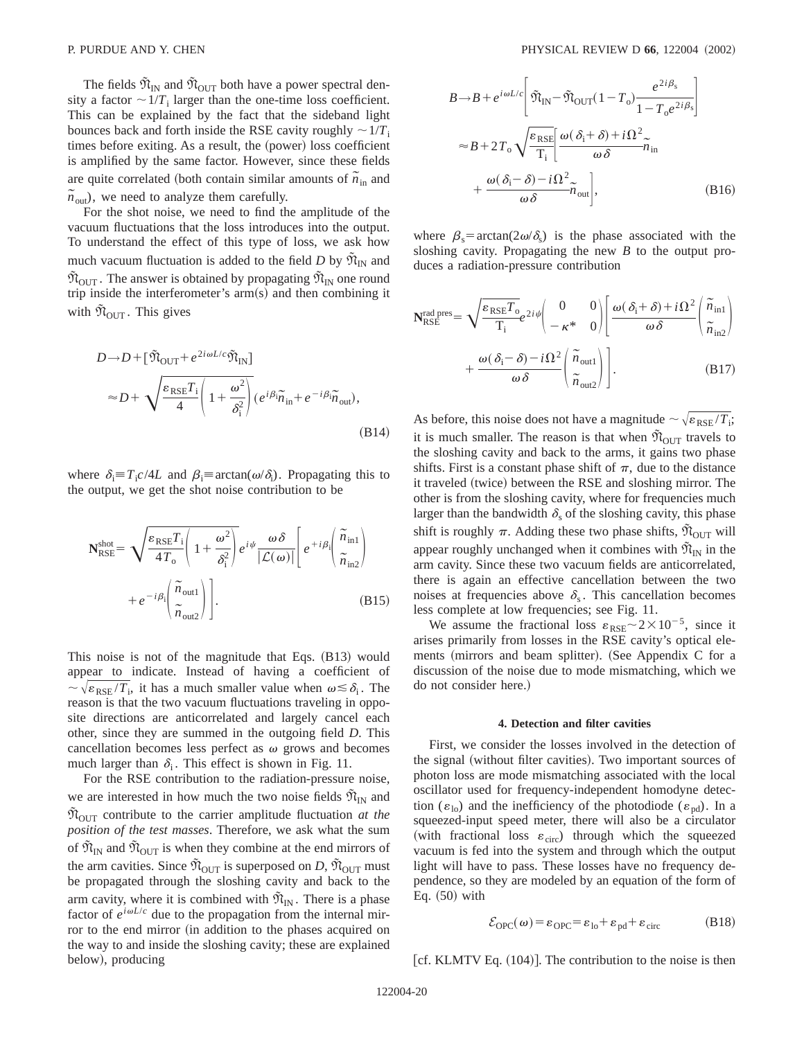The fields $\tilde{\mathfrak{N}}_{\rm IN}$ and $\tilde{\mathfrak{N}}_{\rm OUT}$ both have a power spectral density a factor $\sim 1/T_{\rm i}$ larger than the one-time loss coefficient. This can be explained by the fact that the sideband light bounces back and forth inside the RSE cavity roughly $\sim 1/T_{\rm i}$ times before exiting. As a result, the (power) loss coefficient is amplified by the same factor. However, since these fields are quite correlated (both contain similar amounts of $\tilde{n}_{\rm in}$ and $\tilde{n}_{\rm out}$), we need to analyze them carefully.

For the shot noise, we need to find the amplitude of the vacuum fluctuations that the loss introduces into the output. To understand the effect of this type of loss, we ask how much vacuum fluctuation is added to the field $D$ by $\tilde{\mathfrak{N}}_{\rm IN}$ and $\tilde{\mathfrak{N}}_{\rm OUT}$. The answer is obtained by propagating $\tilde{\mathfrak{N}}_{\rm IN}$ one round trip inside the interferometer's arm(s) and then combining it with $\tilde{\mathfrak{N}}_{\rm OUT}$. This gives

$$
\begin{aligned}
D &\to D + [\tilde{\mathfrak{N}}_{\rm OUT} + e^{2i\omega L/c}\tilde{\mathfrak{N}}_{\rm IN}] \\
&\approx D + \sqrt{\frac{\varepsilon_{\rm RSE} T_{\rm i}}{4}\left(1+\frac{\omega^2}{\delta_{\rm i}^2}\right)}\,(e^{i\beta_{\rm i}}\tilde{n}_{\rm in} + e^{-i\beta_{\rm i}}\tilde{n}_{\rm out}),
\end{aligned}
\tag{B14}
$$

where $\delta_{\rm i} \equiv T_{\rm i} c/4L$ and $\beta_{\rm i} \equiv \arctan(\omega/\delta_{\rm i})$. Propagating this to the output, we get the shot noise contribution to be

$$
\mathbf{N}_{\rm RSE}^{\rm shot} = \sqrt{\frac{\varepsilon_{\rm RSE} T_{\rm i}}{4 T_{\rm o}}\left(1+\frac{\omega^2}{\delta_{\rm i}^2}\right)}\, e^{i\psi}\frac{\omega\delta}{|\mathcal{L}(\omega)|}\left[ e^{+i\beta_{\rm i}}\begin{pmatrix}\tilde{n}_{\rm in1}\\ \tilde{n}_{\rm in2}\end{pmatrix} + e^{-i\beta_{\rm i}}\begin{pmatrix}\tilde{n}_{\rm out1}\\ \tilde{n}_{\rm out2}\end{pmatrix}\right].
\tag{B15}
$$

This noise is not of the magnitude that Eqs. (B13) would appear to indicate. Instead of having a coefficient of $\sim\sqrt{\varepsilon_{\rm RSE}/T_{\rm i}}$, it has a much smaller value when $\omega \lesssim \delta_{\rm i}$. The reason is that the two vacuum fluctuations traveling in opposite directions are anticorrelated and largely cancel each other, since they are summed in the outgoing field $D$. This cancellation becomes less perfect as $\omega$ grows and becomes much larger than $\delta_{\rm i}$. This effect is shown in Fig. 11.

For the RSE contribution to the radiation-pressure noise, we are interested in how much the two noise fields $\tilde{\mathfrak{N}}_{\rm IN}$ and $\tilde{\mathfrak{N}}_{\rm OUT}$ contribute to the carrier amplitude fluctuation *at the position of the test masses*. Therefore, we ask what the sum of $\tilde{\mathfrak{N}}_{\rm IN}$ and $\tilde{\mathfrak{N}}_{\rm OUT}$ is when they combine at the end mirrors of the arm cavities. Since $\tilde{\mathfrak{N}}_{\rm OUT}$ is superposed on $D$, $\tilde{\mathfrak{N}}_{\rm OUT}$ must be propagated through the sloshing cavity and back to the arm cavity, where it is combined with $\tilde{\mathfrak{N}}_{\rm IN}$. There is a phase factor of $e^{i\omega L/c}$ due to the propagation from the internal mirror to the end mirror (in addition to the phases acquired on the way to and inside the sloshing cavity; these are explained below), producing

$$
\begin{aligned}
B &\to B + e^{i\omega L/c}\left[\tilde{\mathfrak{N}}_{\rm IN} - \tilde{\mathfrak{N}}_{\rm OUT}(1-T_{\rm o})\frac{e^{2i\beta_{\rm s}}}{1-T_{\rm o}e^{2i\beta_{\rm s}}}\right] \\
&\approx B + 2T_{\rm o}\sqrt{\frac{\varepsilon_{\rm RSE}}{T_{\rm i}}}\left[\frac{\omega(\delta_{\rm i}+\delta)+i\Omega^2}{\omega\delta}\tilde{n}_{\rm in} + \frac{\omega(\delta_{\rm i}-\delta)-i\Omega^2}{\omega\delta}\tilde{n}_{\rm out}\right],
\end{aligned}
\tag{B16}
$$

where $\beta_{\rm s} = \arctan(2\omega/\delta_{\rm s})$ is the phase associated with the sloshing cavity. Propagating the new $B$ to the output produces a radiation-pressure contribution

$$
\mathbf{N}_{\rm RSE}^{\rm rad\ pres} = \sqrt{\frac{\varepsilon_{\rm RSE} T_{\rm o}}{T_{\rm i}}}\, e^{2i\psi}\begin{pmatrix}0 & 0\\ -\kappa^* & 0\end{pmatrix}\left[\frac{\omega(\delta_{\rm i}+\delta)+i\Omega^2}{\omega\delta}\begin{pmatrix}\tilde{n}_{\rm in1}\\ \tilde{n}_{\rm in2}\end{pmatrix} + \frac{\omega(\delta_{\rm i}-\delta)-i\Omega^2}{\omega\delta}\begin{pmatrix}\tilde{n}_{\rm out1}\\ \tilde{n}_{\rm out2}\end{pmatrix}\right].
\tag{B17}
$$

As before, this noise does not have a magnitude $\sim\sqrt{\varepsilon_{\rm RSE}/T_{\rm i}}$; it is much smaller. The reason is that when $\tilde{\mathfrak{N}}_{\rm OUT}$ travels to the sloshing cavity and back to the arms, it gains two phase shifts. First is a constant phase shift of $\pi$, due to the distance it traveled (twice) between the RSE and sloshing mirror. The other is from the sloshing cavity, where for frequencies much larger than the bandwidth $\delta_{\rm s}$ of the sloshing cavity, this phase shift is roughly $\pi$. Adding these two phase shifts, $\tilde{\mathfrak{N}}_{\rm OUT}$ will appear roughly unchanged when it combines with $\tilde{\mathfrak{N}}_{\rm IN}$ in the arm cavity. Since these two vacuum fields are anticorrelated, there is again an effective cancellation between the two noises at frequencies above $\delta_{\rm s}$. This cancellation becomes less complete at low frequencies; see Fig. 11.

We assume the fractional loss $\varepsilon_{\rm RSE} \sim 2\times 10^{-5}$, since it arises primarily from losses in the RSE cavity's optical elements (mirrors and beam splitter). (See Appendix C for a discussion of the noise due to mode mismatching, which we do not consider here.)

#### 4. Detection and filter cavities

First, we consider the losses involved in the detection of the signal (without filter cavities). Two important sources of photon loss are mode mismatching associated with the local oscillator used for frequency-independent homodyne detection ($\varepsilon_{\rm lo}$) and the inefficiency of the photodiode ($\varepsilon_{\rm pd}$). In a squeezed-input speed meter, there will also be a circulator (with fractional loss $\varepsilon_{\rm circ}$) through which the squeezed vacuum is fed into the system and through which the output light will have to pass. These losses have no frequency dependence, so they are modeled by an equation of the form of Eq. (50) with

$$
\mathcal{E}_{\rm OPC}(\omega) = \varepsilon_{\rm OPC} = \varepsilon_{\rm lo} + \varepsilon_{\rm pd} + \varepsilon_{\rm circ}
\tag{B18}
$$

[cf. KLMTV Eq. (104)]. The contribution to the noise is then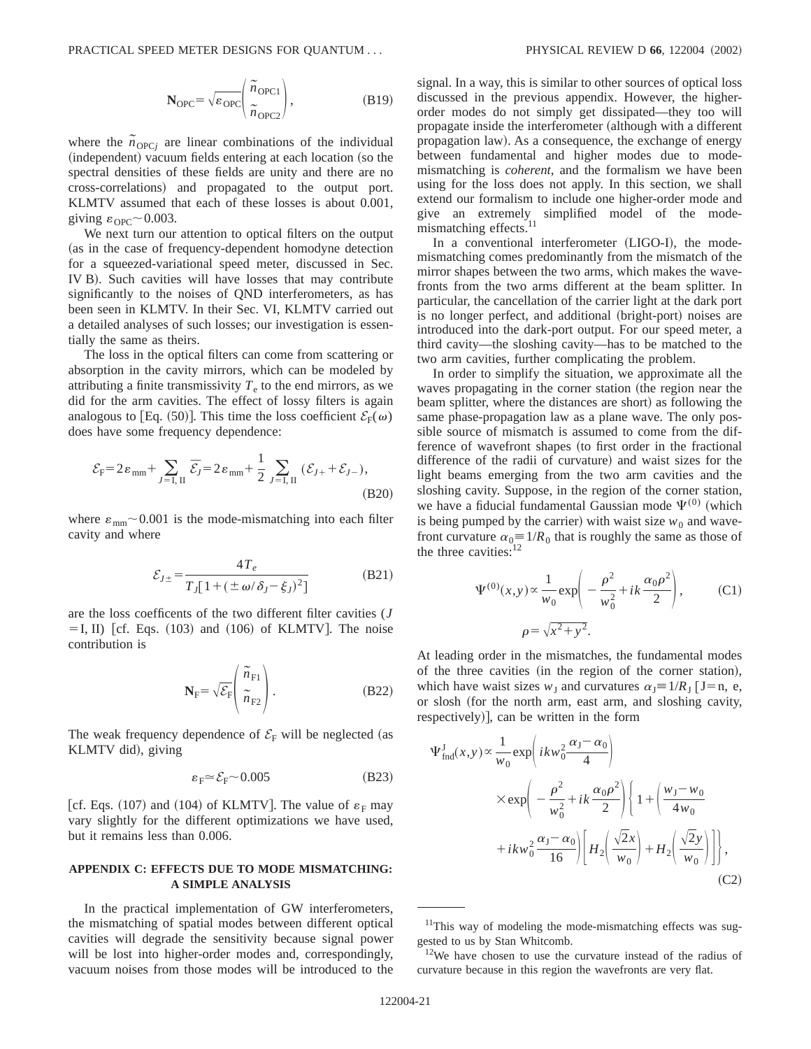$$\mathbf{N}_{\rm OPC} = \sqrt{\varepsilon_{\rm OPC}} \begin{pmatrix} \tilde{n}_{\rm OPC1} \\ \tilde{n}_{\rm OPC2} \end{pmatrix}, \tag{B19}$$

where the $\tilde{n}_{{\rm OPC}j}$ are linear combinations of the individual (independent) vacuum fields entering at each location (so the spectral densities of these fields are unity and there are no cross-correlations) and propagated to the output port. KLMTV assumed that each of these losses is about 0.001, giving $\varepsilon_{\rm OPC} \sim 0.003$.

We next turn our attention to optical filters on the output (as in the case of frequency-dependent homodyne detection for a squeezed-variational speed meter, discussed in Sec. IV B). Such cavities will have losses that may contribute significantly to the noises of QND interferometers, as has been seen in KLMTV. In their Sec. VI, KLMTV carried out a detailed analyses of such losses; our investigation is essentially the same as theirs.

The loss in the optical filters can come from scattering or absorption in the cavity mirrors, which can be modeled by attributing a finite transmissivity $T_e$ to the end mirrors, as we did for the arm cavities. The effect of lossy filters is again analogous to [Eq. (50)]. This time the loss coefficient $\mathcal{E}_{\rm F}(\omega)$ does have some frequency dependence:

$$\mathcal{E}_{\rm F} = 2\varepsilon_{\rm mm} + \sum_{J={\rm I,\,II}} \overline{\mathcal{E}_J} = 2\varepsilon_{\rm mm} + \frac{1}{2}\sum_{J={\rm I,\,II}} (\mathcal{E}_{J+} + \mathcal{E}_{J-}), \tag{B20}$$

where $\varepsilon_{\rm mm} \sim 0.001$ is the mode-mismatching into each filter cavity and where

$$\mathcal{E}_{J\pm} = \frac{4T_e}{T_J[1 + (\pm\omega/\delta_J - \xi_J)^2]} \tag{B21}$$

are the loss coefficents of the two different filter cavities ($J = {\rm I,\,II}$) [cf. Eqs. (103) and (106) of KLMTV]. The noise contribution is

$$\mathbf{N}_{\rm F} = \sqrt{\mathcal{E}_{\rm F}} \begin{pmatrix} \tilde{n}_{\rm F1} \\ \tilde{n}_{\rm F2} \end{pmatrix}. \tag{B22}$$

The weak frequency dependence of $\mathcal{E}_{\rm F}$ will be neglected (as KLMTV did), giving

$$\varepsilon_{\rm F} \simeq \mathcal{E}_{\rm F} \sim 0.005 \tag{B23}$$

[cf. Eqs. (107) and (104) of KLMTV]. The value of $\varepsilon_{\rm F}$ may vary slightly for the different optimizations we have used, but it remains less than 0.006.

## APPENDIX C: EFFECTS DUE TO MODE MISMATCHING: A SIMPLE ANALYSIS

In the practical implementation of GW interferometers, the mismatching of spatial modes between different optical cavities will degrade the sensitivity because signal power will be lost into higher-order modes and, correspondingly, vacuum noises from those modes will be introduced to the signal. In a way, this is similar to other sources of optical loss discussed in the previous appendix. However, the higher-order modes do not simply get dissipated—they too will propagate inside the interferometer (although with a different propagation law). As a consequence, the exchange of energy between fundamental and higher modes due to mode-mismatching is *coherent*, and the formalism we have been using for the loss does not apply. In this section, we shall extend our formalism to include one higher-order mode and give an extremely simplified model of the mode-mismatching effects.[11]

In a conventional interferometer (LIGO-I), the mode-mismatching comes predominantly from the mismatch of the mirror shapes between the two arms, which makes the wavefronts from the two arms different at the beam splitter. In particular, the cancellation of the carrier light at the dark port is no longer perfect, and additional (bright-port) noises are introduced into the dark-port output. For our speed meter, a third cavity—the sloshing cavity—has to be matched to the two arm cavities, further complicating the problem.

In order to simplify the situation, we approximate all the waves propagating in the corner station (the region near the beam splitter, where the distances are short) as following the same phase-propagation law as a plane wave. The only possible source of mismatch is assumed to come from the difference of wavefront shapes (to first order in the fractional difference of the radii of curvature) and waist sizes for the light beams emerging from the two arm cavities and the sloshing cavity. Suppose, in the region of the corner station, we have a fiducial fundamental Gaussian mode $\Psi^{(0)}$ (which is being pumped by the carrier) with waist size $w_0$ and wavefront curvature $\alpha_0 \equiv 1/R_0$ that is roughly the same as those of the three cavities:[12]

$$\Psi^{(0)}(x,y) \propto \frac{1}{w_0} \exp\left( -\frac{\rho^2}{w_0^2} + ik\frac{\alpha_0 \rho^2}{2} \right), \tag{C1}$$

$$\rho = \sqrt{x^2 + y^2}.$$

At leading order in the mismatches, the fundamental modes of the three cavities (in the region of the corner station), which have waist sizes $w_J$ and curvatures $\alpha_J \equiv 1/R_J$ [J = n, e, or slosh (for the north arm, east arm, and sloshing cavity, respectively)], can be written in the form

$$\begin{aligned}\Psi^{\rm J}_{\rm fnd}(x,y) \propto{}& \frac{1}{w_0}\exp\left( ikw_0^2 \frac{\alpha_{\rm J} - \alpha_0}{4} \right) \\ &\times \exp\left( -\frac{\rho^2}{w_0^2} + ik\frac{\alpha_0\rho^2}{2} \right) \left\{ 1 + \left( \frac{w_{\rm J} - w_0}{4w_0} \right.\right. \\ &\left.\left. + ikw_0^2 \frac{\alpha_{\rm J} - \alpha_0}{16} \right) \left[ H_2\!\left( \frac{\sqrt{2}x}{w_0} \right) + H_2\!\left( \frac{\sqrt{2}y}{w_0} \right) \right] \right\},\end{aligned} \tag{C2}$$

---

[11] This way of modeling the mode-mismatching effects was suggested to us by Stan Whitcomb.

[12] We have chosen to use the curvature instead of the radius of curvature because in this region the wavefronts are very flat.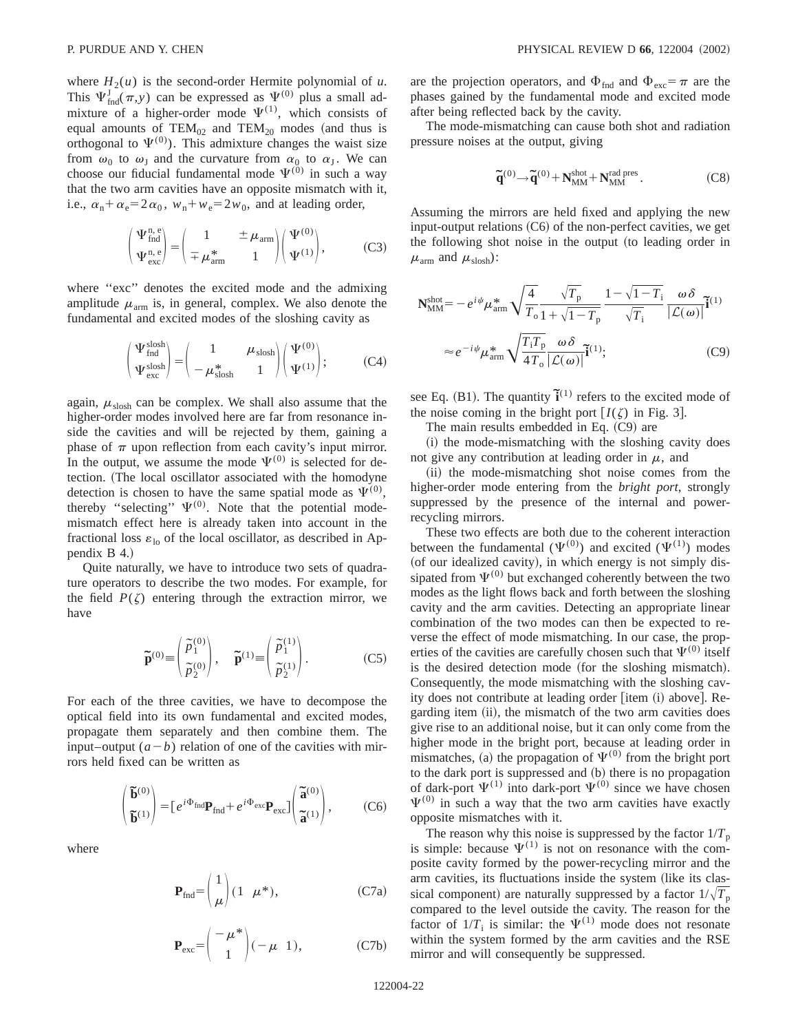where $H_2(u)$ is the second-order Hermite polynomial of $u$. This $\Psi^{\mathrm{J}}_{\mathrm{fnd}}(\pi,y)$ can be expressed as $\Psi^{(0)}$ plus a small admixture of a higher-order mode $\Psi^{(1)}$, which consists of equal amounts of $\mathrm{TEM}_{02}$ and $\mathrm{TEM}_{20}$ modes (and thus is orthogonal to $\Psi^{(0)}$). This admixture changes the waist size from $\omega_0$ to $\omega_{\mathrm{J}}$ and the curvature from $\alpha_0$ to $\alpha_{\mathrm{J}}$. We can choose our fiducial fundamental mode $\Psi^{(0)}$ in such a way that the two arm cavities have an opposite mismatch with it, i.e., $\alpha_{\mathrm{n}}+\alpha_{\mathrm{e}}=2\alpha_0$, $w_{\mathrm{n}}+w_{\mathrm{e}}=2w_0$, and at leading order,

$$\begin{pmatrix}\Psi^{\mathrm{n,e}}_{\mathrm{fnd}}\\ \Psi^{\mathrm{n,e}}_{\mathrm{exc}}\end{pmatrix}=\begin{pmatrix}1 & \pm\mu_{\mathrm{arm}}\\ \mp\mu^*_{\mathrm{arm}} & 1\end{pmatrix}\begin{pmatrix}\Psi^{(0)}\\ \Psi^{(1)}\end{pmatrix}, \tag{C3}$$

where "exc" denotes the excited mode and the admixing amplitude $\mu_{\mathrm{arm}}$ is, in general, complex. We also denote the fundamental and excited modes of the sloshing cavity as

$$\begin{pmatrix}\Psi^{\mathrm{slosh}}_{\mathrm{fnd}}\\ \Psi^{\mathrm{slosh}}_{\mathrm{exc}}\end{pmatrix}=\begin{pmatrix}1 & \mu_{\mathrm{slosh}}\\ -\mu^*_{\mathrm{slosh}} & 1\end{pmatrix}\begin{pmatrix}\Psi^{(0)}\\ \Psi^{(1)}\end{pmatrix}; \tag{C4}$$

again, $\mu_{\mathrm{slosh}}$ can be complex. We shall also assume that the higher-order modes involved here are far from resonance inside the cavities and will be rejected by them, gaining a phase of $\pi$ upon reflection from each cavity's input mirror. In the output, we assume the mode $\Psi^{(0)}$ is selected for detection. (The local oscillator associated with the homodyne detection is chosen to have the same spatial mode as $\Psi^{(0)}$, thereby "selecting" $\Psi^{(0)}$. Note that the potential mode-mismatch effect here is already taken into account in the fractional loss $\epsilon_{\mathrm{lo}}$ of the local oscillator, as described in Appendix B 4.)

Quite naturally, we have to introduce two sets of quadrature operators to describe the two modes. For example, for the field $P(\zeta)$ entering through the extraction mirror, we have

$$\tilde{\mathbf{p}}^{(0)}\equiv\begin{pmatrix}\tilde{p}^{(0)}_1\\ \tilde{p}^{(0)}_2\end{pmatrix},\quad \tilde{\mathbf{p}}^{(1)}\equiv\begin{pmatrix}\tilde{p}^{(1)}_1\\ \tilde{p}^{(1)}_2\end{pmatrix}. \tag{C5}$$

For each of the three cavities, we have to decompose the optical field into its own fundamental and excited modes, propagate them separately and then combine them. The input–output $(a-b)$ relation of one of the cavities with mirrors held fixed can be written as

$$\begin{pmatrix}\tilde{\mathbf{b}}^{(0)}\\ \tilde{\mathbf{b}}^{(1)}\end{pmatrix}=[e^{i\Phi_{\mathrm{fnd}}}\mathbf{P}_{\mathrm{fnd}}+e^{i\Phi_{\mathrm{exc}}}\mathbf{P}_{\mathrm{exc}}]\begin{pmatrix}\tilde{\mathbf{a}}^{(0)}\\ \tilde{\mathbf{a}}^{(1)}\end{pmatrix}, \tag{C6}$$

where

$$\mathbf{P}_{\mathrm{fnd}}=\begin{pmatrix}1\\ \mu\end{pmatrix}(1\quad \mu^*), \tag{C7a}$$

$$\mathbf{P}_{\mathrm{exc}}=\begin{pmatrix}-\mu^*\\ 1\end{pmatrix}(-\mu\quad 1), \tag{C7b}$$

are the projection operators, and $\Phi_{\mathrm{fnd}}$ and $\Phi_{\mathrm{exc}}=\pi$ are the phases gained by the fundamental mode and excited mode after being reflected back by the cavity.

The mode-mismatching can cause both shot and radiation pressure noises at the output, giving

$$\tilde{\mathbf{q}}^{(0)}\to\tilde{\mathbf{q}}^{(0)}+\mathbf{N}^{\mathrm{shot}}_{\mathrm{MM}}+\mathbf{N}^{\mathrm{rad\ pres}}_{\mathrm{MM}}. \tag{C8}$$

Assuming the mirrors are held fixed and applying the new input-output relations (C6) of the non-perfect cavities, we get the following shot noise in the output (to leading order in $\mu_{\mathrm{arm}}$ and $\mu_{\mathrm{slosh}}$):

$$\begin{aligned}\mathbf{N}^{\mathrm{shot}}_{\mathrm{MM}}&=-e^{i\psi}\mu^*_{\mathrm{arm}}\sqrt{\frac{4}{T_{\mathrm{o}}}}\frac{\sqrt{T_{\mathrm{p}}}}{1+\sqrt{1-T_{\mathrm{p}}}}\frac{1-\sqrt{1-T_{\mathrm{i}}}}{\sqrt{T_{\mathrm{i}}}}\frac{\omega\delta}{|\mathcal{L}(\omega)|}\tilde{\mathbf{i}}^{(1)}\\ &\approx e^{-i\psi}\mu^*_{\mathrm{arm}}\sqrt{\frac{T_{\mathrm{i}}T_{\mathrm{p}}}{4T_{\mathrm{o}}}}\frac{\omega\delta}{|\mathcal{L}(\omega)|}\tilde{\mathbf{i}}^{(1)};\end{aligned} \tag{C9}$$

see Eq. (B1). The quantity $\tilde{\mathbf{i}}^{(1)}$ refers to the excited mode of the noise coming in the bright port $[I(\zeta)$ in Fig. 3].

The main results embedded in Eq. (C9) are

(i) the mode-mismatching with the sloshing cavity does not give any contribution at leading order in $\mu$, and

(ii) the mode-mismatching shot noise comes from the higher-order mode entering from the *bright port*, strongly suppressed by the presence of the internal and power-recycling mirrors.

These two effects are both due to the coherent interaction between the fundamental ($\Psi^{(0)}$) and excited ($\Psi^{(1)}$) modes (of our idealized cavity), in which energy is not simply dissipated from $\Psi^{(0)}$ but exchanged coherently between the two modes as the light flows back and forth between the sloshing cavity and the arm cavities. Detecting an appropriate linear combination of the two modes can then be expected to reverse the effect of mode mismatching. In our case, the properties of the cavities are carefully chosen such that $\Psi^{(0)}$ itself is the desired detection mode (for the sloshing mismatch). Consequently, the mode mismatching with the sloshing cavity does not contribute at leading order [item (i) above]. Regarding item (ii), the mismatch of the two arm cavities does give rise to an additional noise, but it can only come from the higher mode in the bright port, because at leading order in mismatches, (a) the propagation of $\Psi^{(0)}$ from the bright port to the dark port is suppressed and (b) there is no propagation of dark-port $\Psi^{(1)}$ into dark-port $\Psi^{(0)}$ since we have chosen $\Psi^{(0)}$ in such a way that the two arm cavities have exactly opposite mismatches with it.

The reason why this noise is suppressed by the factor $1/T_{\mathrm{p}}$ is simple: because $\Psi^{(1)}$ is not on resonance with the composite cavity formed by the power-recycling mirror and the arm cavities, its fluctuations inside the system (like its classical component) are naturally suppressed by a factor $1/\sqrt{T_{\mathrm{p}}}$ compared to the level outside the cavity. The reason for the factor of $1/T_{\mathrm{i}}$ is similar: the $\Psi^{(1)}$ mode does not resonate within the system formed by the arm cavities and the RSE mirror and will consequently be suppressed.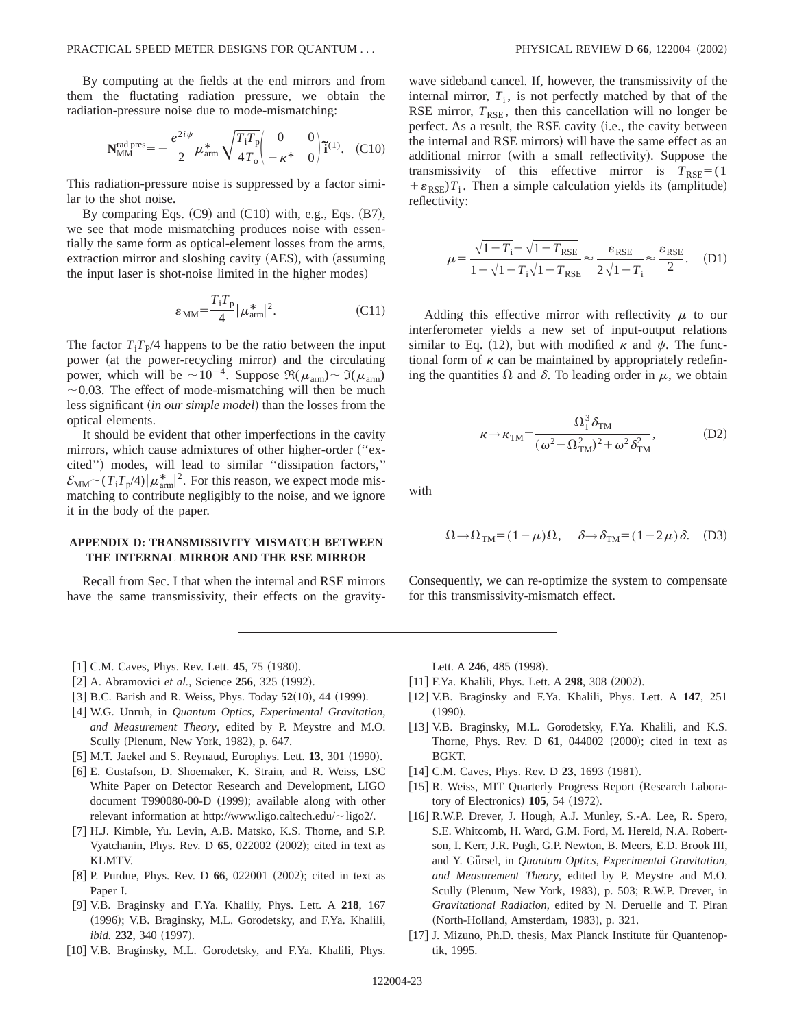By computing at the fields at the end mirrors and from them the fluctating radiation pressure, we obtain the radiation-pressure noise due to mode-mismatching:

$$\mathbf{N}_{\mathrm{MM}}^{\mathrm{rad\,pres}} = -\frac{e^{2i\psi}}{2}\mu_{\mathrm{arm}}^{*}\sqrt{\frac{T_{\mathrm{i}}T_{\mathrm{p}}}{4T_{\mathrm{o}}}}\begin{pmatrix} 0 & 0 \\ -\kappa^{*} & 0 \end{pmatrix}\tilde{\mathbf{i}}^{(1)}. \quad \text{(C10)}$$

This radiation-pressure noise is suppressed by a factor similar to the shot noise.

By comparing Eqs. (C9) and (C10) with, e.g., Eqs. (B7), we see that mode mismatching produces noise with essentially the same form as optical-element losses from the arms, extraction mirror and sloshing cavity (AES), with (assuming the input laser is shot-noise limited in the higher modes)

$$\varepsilon_{\mathrm{MM}} = \frac{T_{\mathrm{i}}T_{\mathrm{p}}}{4}|\mu_{\mathrm{arm}}^{*}|^{2}. \quad \text{(C11)}$$

The factor $T_{\mathrm{i}}T_{\mathrm{P}}/4$ happens to be the ratio between the input power (at the power-recycling mirror) and the circulating power, which will be $\sim 10^{-4}$. Suppose $\Re(\mu_{\mathrm{arm}}) \sim \Im(\mu_{\mathrm{arm}}) \sim 0.03$. The effect of mode-mismatching will then be much less significant (*in our simple model*) than the losses from the optical elements.

It should be evident that other imperfections in the cavity mirrors, which cause admixtures of other higher-order ("excited") modes, will lead to similar "dissipation factors," $\mathcal{E}_{\mathrm{MM}} \sim (T_{\mathrm{i}}T_{\mathrm{p}}/4)|\mu_{\mathrm{arm}}^{*}|^{2}$. For this reason, we expect mode mismatching to contribute negligibly to the noise, and we ignore it in the body of the paper.

## APPENDIX D: TRANSMISSIVITY MISMATCH BETWEEN THE INTERNAL MIRROR AND THE RSE MIRROR

Recall from Sec. I that when the internal and RSE mirrors have the same transmissivity, their effects on the gravity-wave sideband cancel. If, however, the transmissivity of the internal mirror, $T_{\mathrm{i}}$, is not perfectly matched by that of the RSE mirror, $T_{\mathrm{RSE}}$, then this cancellation will no longer be perfect. As a result, the RSE cavity (i.e., the cavity between the internal and RSE mirrors) will have the same effect as an additional mirror (with a small reflectivity). Suppose the transmissivity of this effective mirror is $T_{\mathrm{RSE}} = (1+\varepsilon_{\mathrm{RSE}})T_{\mathrm{i}}$. Then a simple calculation yields its (amplitude) reflectivity:

$$\mu = \frac{\sqrt{1-T_{\mathrm{i}}} - \sqrt{1-T_{\mathrm{RSE}}}}{1-\sqrt{1-T_{\mathrm{i}}}\sqrt{1-T_{\mathrm{RSE}}}} \approx \frac{\varepsilon_{\mathrm{RSE}}}{2\sqrt{1-T_{\mathrm{i}}}} \approx \frac{\varepsilon_{\mathrm{RSE}}}{2}. \quad \text{(D1)}$$

Adding this effective mirror with reflectivity $\mu$ to our interferometer yields a new set of input-output relations similar to Eq. (12), but with modified $\kappa$ and $\psi$. The functional form of $\kappa$ can be maintained by appropriately redefining the quantities $\Omega$ and $\delta$. To leading order in $\mu$, we obtain

$$\kappa \to \kappa_{\mathrm{TM}} = \frac{\Omega_{\mathrm{I}}^{3}\delta_{\mathrm{TM}}}{(\omega^{2}-\Omega_{\mathrm{TM}}^{2})^{2}+\omega^{2}\delta_{\mathrm{TM}}^{2}}, \quad \text{(D2)}$$

with

$$\Omega \to \Omega_{\mathrm{TM}} = (1-\mu)\Omega, \quad \delta \to \delta_{\mathrm{TM}} = (1-2\mu)\delta. \quad \text{(D3)}$$

Consequently, we can re-optimize the system to compensate for this transmissivity-mismatch effect.

---

[1] C.M. Caves, Phys. Rev. Lett. **45**, 75 (1980).

[2] A. Abramovici *et al.*, Science **256**, 325 (1992).

[3] B.C. Barish and R. Weiss, Phys. Today **52**(10), 44 (1999).

[4] W.G. Unruh, in *Quantum Optics, Experimental Gravitation, and Measurement Theory*, edited by P. Meystre and M.O. Scully (Plenum, New York, 1982), p. 647.

[5] M.T. Jaekel and S. Reynaud, Europhys. Lett. **13**, 301 (1990).

[6] E. Gustafson, D. Shoemaker, K. Strain, and R. Weiss, LSC White Paper on Detector Research and Development, LIGO document T990080-00-D (1999); available along with other relevant information at http://www.ligo.caltech.edu/~ligo2/.

[7] H.J. Kimble, Yu. Levin, A.B. Matsko, K.S. Thorne, and S.P. Vyatchanin, Phys. Rev. D **65**, 022002 (2002); cited in text as KLMTV.

[8] P. Purdue, Phys. Rev. D **66**, 022001 (2002); cited in text as Paper I.

[9] V.B. Braginsky and F.Ya. Khalily, Phys. Lett. A **218**, 167 (1996); V.B. Braginsky, M.L. Gorodetsky, and F.Ya. Khalili, *ibid.* **232**, 340 (1997).

[10] V.B. Braginsky, M.L. Gorodetsky, and F.Ya. Khalili, Phys. Lett. A **246**, 485 (1998).

[11] F.Ya. Khalili, Phys. Lett. A **298**, 308 (2002).

[12] V.B. Braginsky and F.Ya. Khalili, Phys. Lett. A **147**, 251 (1990).

[13] V.B. Braginsky, M.L. Gorodetsky, F.Ya. Khalili, and K.S. Thorne, Phys. Rev. D **61**, 044002 (2000); cited in text as BGKT.

[14] C.M. Caves, Phys. Rev. D **23**, 1693 (1981).

[15] R. Weiss, MIT Quarterly Progress Report (Research Laboratory of Electronics) **105**, 54 (1972).

[16] R.W.P. Drever, J. Hough, A.J. Munley, S.-A. Lee, R. Spero, S.E. Whitcomb, H. Ward, G.M. Ford, M. Hereld, N.A. Robertson, I. Kerr, J.R. Pugh, G.P. Newton, B. Meers, E.D. Brook III, and Y. Gürsel, in *Quantum Optics, Experimental Gravitation, and Measurement Theory*, edited by P. Meystre and M.O. Scully (Plenum, New York, 1983), p. 503; R.W.P. Drever, in *Gravitational Radiation*, edited by N. Deruelle and T. Piran (North-Holland, Amsterdam, 1983), p. 321.

[17] J. Mizuno, Ph.D. thesis, Max Planck Institute für Quantenoptik, 1995.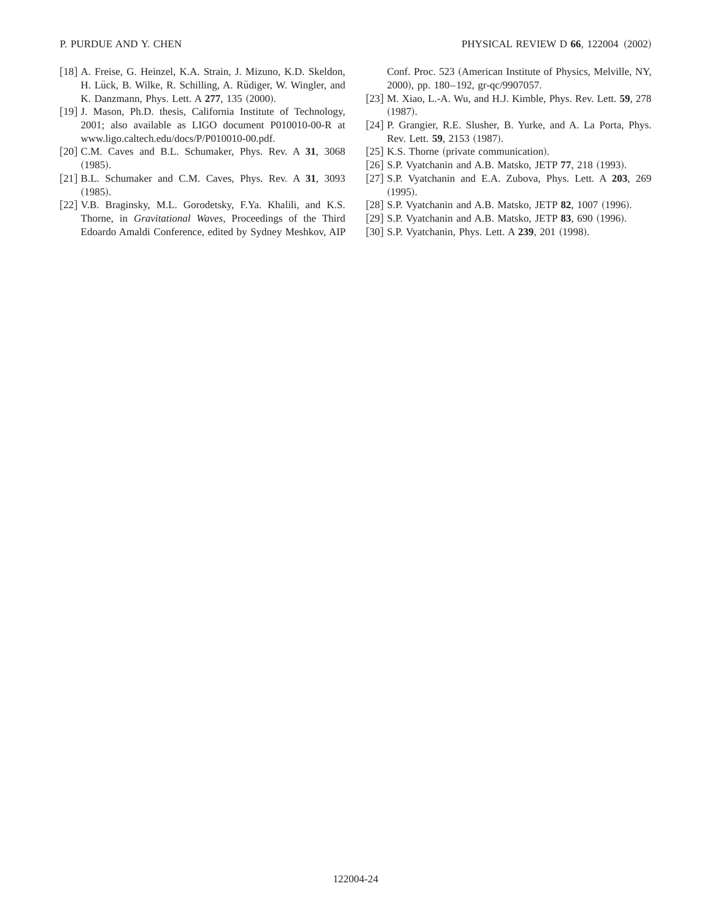[18] A. Freise, G. Heinzel, K.A. Strain, J. Mizuno, K.D. Skeldon, H. Lück, B. Wilke, R. Schilling, A. Rüdiger, W. Wingler, and K. Danzmann, Phys. Lett. A **277**, 135 (2000).

[19] J. Mason, Ph.D. thesis, California Institute of Technology, 2001; also available as LIGO document P010010-00-R at www.ligo.caltech.edu/docs/P/P010010-00.pdf.

[20] C.M. Caves and B.L. Schumaker, Phys. Rev. A **31**, 3068 (1985).

[21] B.L. Schumaker and C.M. Caves, Phys. Rev. A **31**, 3093 (1985).

[22] V.B. Braginsky, M.L. Gorodetsky, F.Ya. Khalili, and K.S. Thorne, in *Gravitational Waves*, Proceedings of the Third Edoardo Amaldi Conference, edited by Sydney Meshkov, AIP Conf. Proc. 523 (American Institute of Physics, Melville, NY, 2000), pp. 180–192, gr-qc/9907057.

[23] M. Xiao, L.-A. Wu, and H.J. Kimble, Phys. Rev. Lett. **59**, 278 (1987).

[24] P. Grangier, R.E. Slusher, B. Yurke, and A. La Porta, Phys. Rev. Lett. **59**, 2153 (1987).

[25] K.S. Thorne (private communication).

[26] S.P. Vyatchanin and A.B. Matsko, JETP **77**, 218 (1993).

[27] S.P. Vyatchanin and E.A. Zubova, Phys. Lett. A **203**, 269 (1995).

[28] S.P. Vyatchanin and A.B. Matsko, JETP **82**, 1007 (1996).

[29] S.P. Vyatchanin and A.B. Matsko, JETP **83**, 690 (1996).

[30] S.P. Vyatchanin, Phys. Lett. A **239**, 201 (1998).